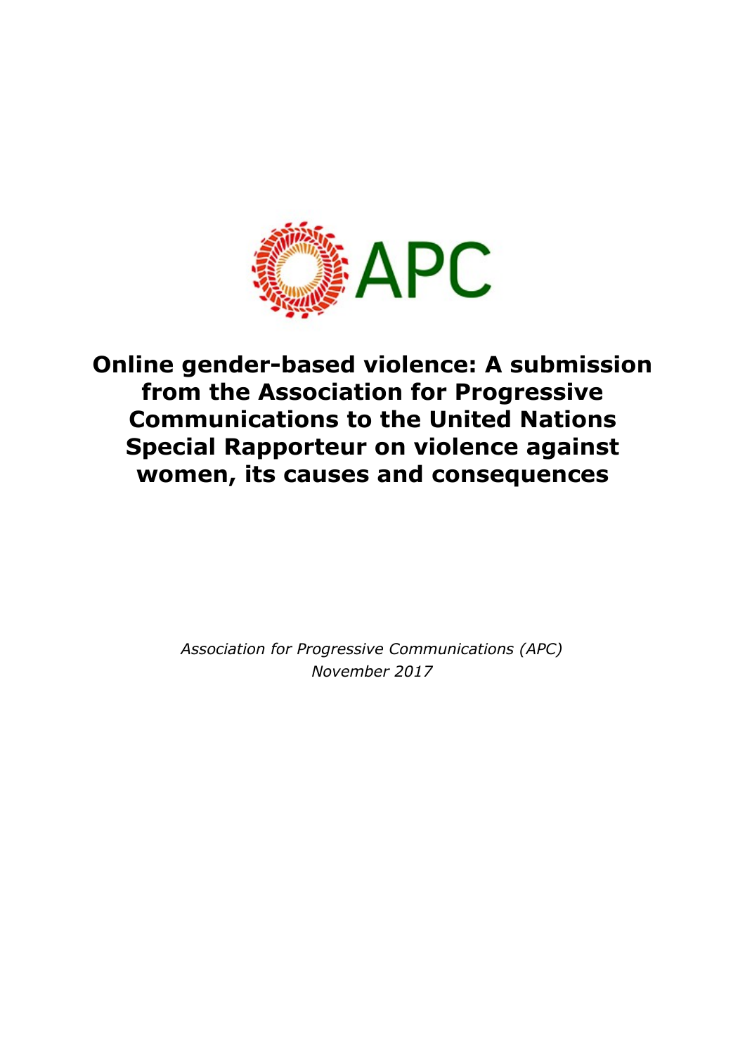APC

# Online gender-based violence: A submission from the Association for Progressive Communications to the United Nations Special Rapporteur on violence against women, its causes and consequences

*Association for Progressive Communications (APC)*
*November 2017*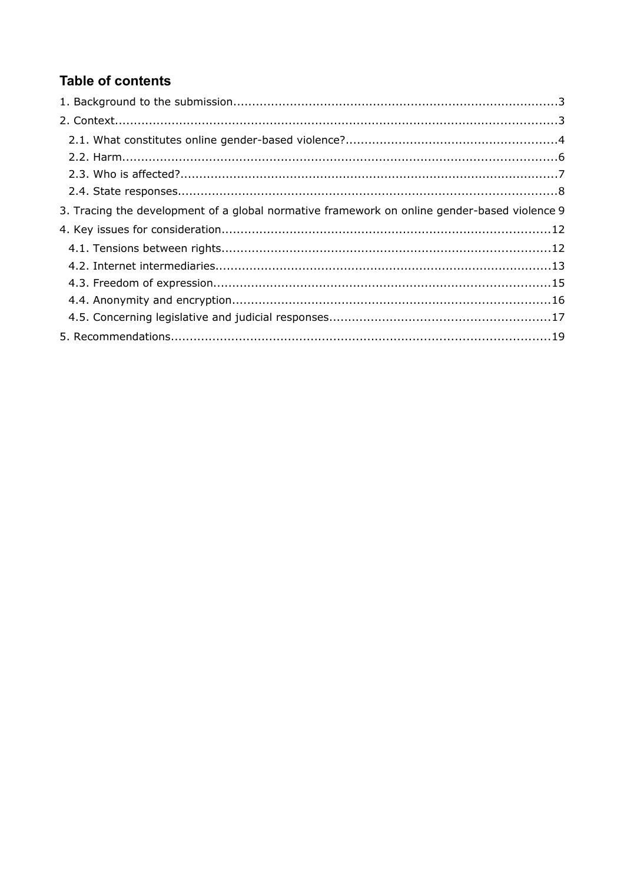## Table of contents

1. Background to the submission.....................................................................................3

2. Context.....................................................................................................................3

   2.1. What constitutes online gender-based violence?........................................................4

   2.2. Harm....................................................................................................................6

   2.3. Who is affected?...................................................................................................7

   2.4. State responses....................................................................................................8

3. Tracing the development of a global normative framework on online gender-based violence 9

4. Key issues for consideration.......................................................................................12

   4.1. Tensions between rights.......................................................................................12

   4.2. Internet intermediaries.........................................................................................13

   4.3. Freedom of expression.........................................................................................15

   4.4. Anonymity and encryption...................................................................................16

   4.5. Concerning legislative and judicial responses..........................................................17

5. Recommendations....................................................................................................19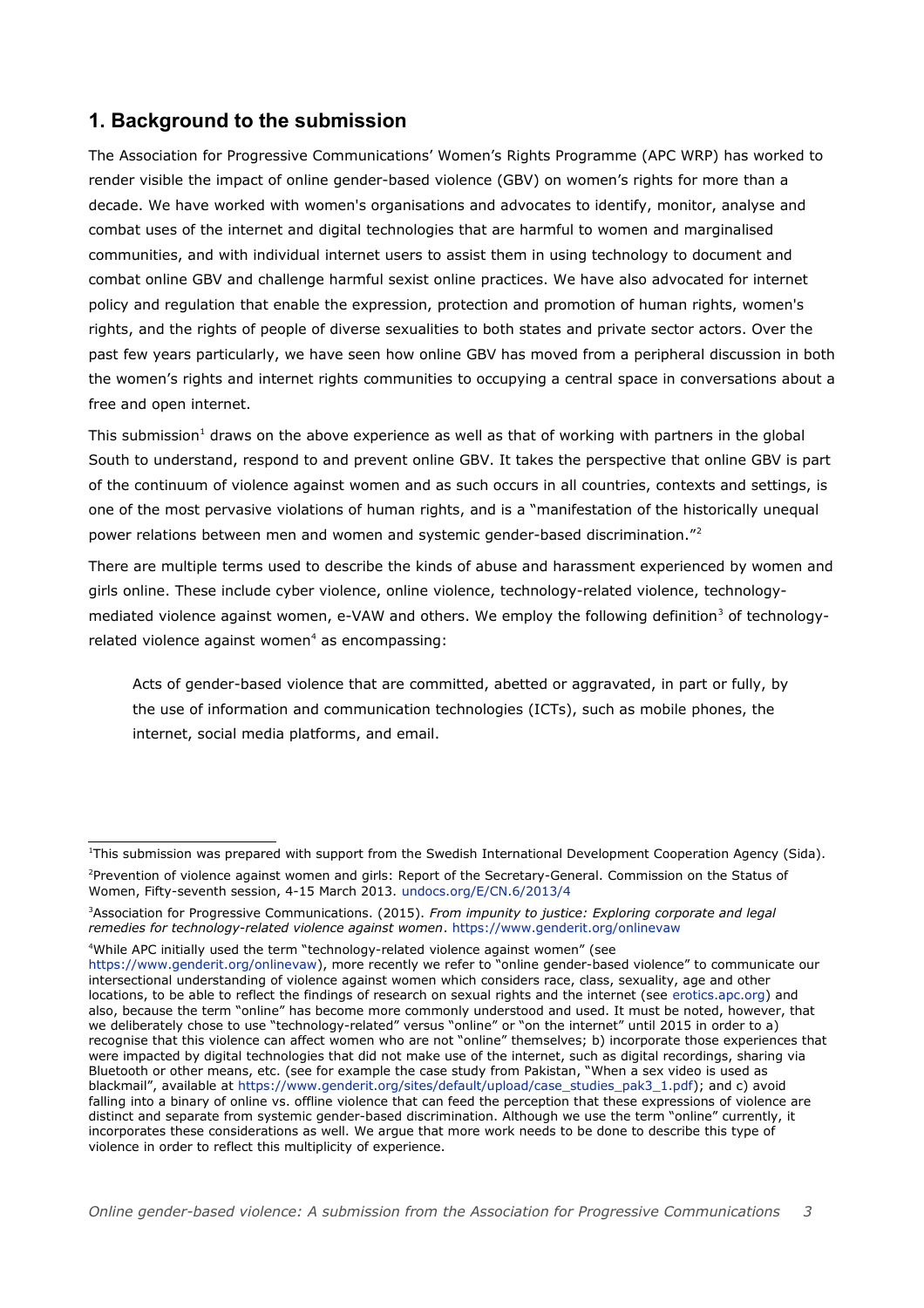## 1. Background to the submission

The Association for Progressive Communications' Women's Rights Programme (APC WRP) has worked to render visible the impact of online gender-based violence (GBV) on women's rights for more than a decade. We have worked with women's organisations and advocates to identify, monitor, analyse and combat uses of the internet and digital technologies that are harmful to women and marginalised communities, and with individual internet users to assist them in using technology to document and combat online GBV and challenge harmful sexist online practices. We have also advocated for internet policy and regulation that enable the expression, protection and promotion of human rights, women's rights, and the rights of people of diverse sexualities to both states and private sector actors. Over the past few years particularly, we have seen how online GBV has moved from a peripheral discussion in both the women's rights and internet rights communities to occupying a central space in conversations about a free and open internet.

This submission[1] draws on the above experience as well as that of working with partners in the global South to understand, respond to and prevent online GBV. It takes the perspective that online GBV is part of the continuum of violence against women and as such occurs in all countries, contexts and settings, is one of the most pervasive violations of human rights, and is a "manifestation of the historically unequal power relations between men and women and systemic gender-based discrimination."[2]

There are multiple terms used to describe the kinds of abuse and harassment experienced by women and girls online. These include cyber violence, online violence, technology-related violence, technology-mediated violence against women, e-VAW and others. We employ the following definition[3] of technology-related violence against women[4] as encompassing:

> Acts of gender-based violence that are committed, abetted or aggravated, in part or fully, by the use of information and communication technologies (ICTs), such as mobile phones, the internet, social media platforms, and email.

---

[1] This submission was prepared with support from the Swedish International Development Cooperation Agency (Sida).

[2] Prevention of violence against women and girls: Report of the Secretary-General. Commission on the Status of Women, Fifty-seventh session, 4-15 March 2013. undocs.org/E/CN.6/2013/4

[3] Association for Progressive Communications. (2015). *From impunity to justice: Exploring corporate and legal remedies for technology-related violence against women*. https://www.genderit.org/onlinevaw

[4] While APC initially used the term "technology-related violence against women" (see https://www.genderit.org/onlinevaw), more recently we refer to "online gender-based violence" to communicate our intersectional understanding of violence against women which considers race, class, sexuality, age and other locations, to be able to reflect the findings of research on sexual rights and the internet (see erotics.apc.org) and also, because the term "online" has become more commonly understood and used. It must be noted, however, that we deliberately chose to use "technology-related" versus "online" or "on the internet" until 2015 in order to a) recognise that this violence can affect women who are not "online" themselves; b) incorporate those experiences that were impacted by digital technologies that did not make use of the internet, such as digital recordings, sharing via Bluetooth or other means, etc. (see for example the case study from Pakistan, "When a sex video is used as blackmail", available at https://www.genderit.org/sites/default/upload/case_studies_pak3_1.pdf); and c) avoid falling into a binary of online vs. offline violence that can feed the perception that these expressions of violence are distinct and separate from systemic gender-based discrimination. Although we use the term "online" currently, it incorporates these considerations as well. We argue that more work needs to be done to describe this type of violence in order to reflect this multiplicity of experience.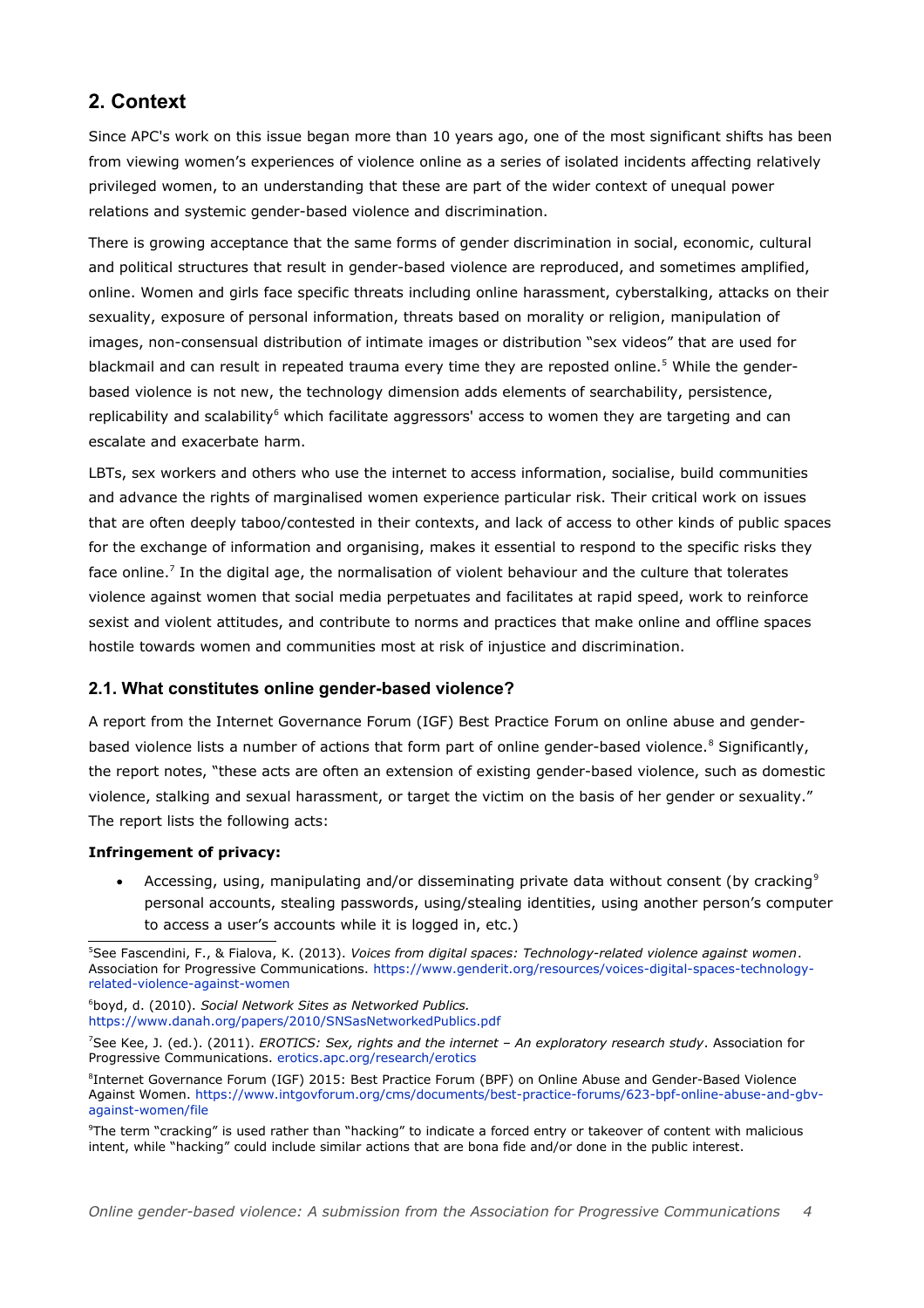## 2. Context

Since APC's work on this issue began more than 10 years ago, one of the most significant shifts has been from viewing women's experiences of violence online as a series of isolated incidents affecting relatively privileged women, to an understanding that these are part of the wider context of unequal power relations and systemic gender-based violence and discrimination.

There is growing acceptance that the same forms of gender discrimination in social, economic, cultural and political structures that result in gender-based violence are reproduced, and sometimes amplified, online. Women and girls face specific threats including online harassment, cyberstalking, attacks on their sexuality, exposure of personal information, threats based on morality or religion, manipulation of images, non-consensual distribution of intimate images or distribution "sex videos" that are used for blackmail and can result in repeated trauma every time they are reposted online.[5] While the gender-based violence is not new, the technology dimension adds elements of searchability, persistence, replicability and scalability[6] which facilitate aggressors' access to women they are targeting and can escalate and exacerbate harm.

LBTs, sex workers and others who use the internet to access information, socialise, build communities and advance the rights of marginalised women experience particular risk. Their critical work on issues that are often deeply taboo/contested in their contexts, and lack of access to other kinds of public spaces for the exchange of information and organising, makes it essential to respond to the specific risks they face online.[7] In the digital age, the normalisation of violent behaviour and the culture that tolerates violence against women that social media perpetuates and facilitates at rapid speed, work to reinforce sexist and violent attitudes, and contribute to norms and practices that make online and offline spaces hostile towards women and communities most at risk of injustice and discrimination.

### 2.1. What constitutes online gender-based violence?

A report from the Internet Governance Forum (IGF) Best Practice Forum on online abuse and gender-based violence lists a number of actions that form part of online gender-based violence.[8] Significantly, the report notes, "these acts are often an extension of existing gender-based violence, such as domestic violence, stalking and sexual harassment, or target the victim on the basis of her gender or sexuality." The report lists the following acts:

**Infringement of privacy:**

- Accessing, using, manipulating and/or disseminating private data without consent (by cracking[9] personal accounts, stealing passwords, using/stealing identities, using another person's computer to access a user's accounts while it is logged in, etc.)

---

[5] See Fascendini, F., & Fialova, K. (2013). *Voices from digital spaces: Technology-related violence against women*. Association for Progressive Communications. https://www.genderit.org/resources/voices-digital-spaces-technology-related-violence-against-women

[6] boyd, d. (2010). *Social Network Sites as Networked Publics.* https://www.danah.org/papers/2010/SNSasNetworkedPublics.pdf

[7] See Kee, J. (ed.). (2011). *EROTICS: Sex, rights and the internet – An exploratory research study*. Association for Progressive Communications. erotics.apc.org/research/erotics

[8] Internet Governance Forum (IGF) 2015: Best Practice Forum (BPF) on Online Abuse and Gender-Based Violence Against Women. https://www.intgovforum.org/cms/documents/best-practice-forums/623-bpf-online-abuse-and-gbv-against-women/file

[9] The term "cracking" is used rather than "hacking" to indicate a forced entry or takeover of content with malicious intent, while "hacking" could include similar actions that are bona fide and/or done in the public interest.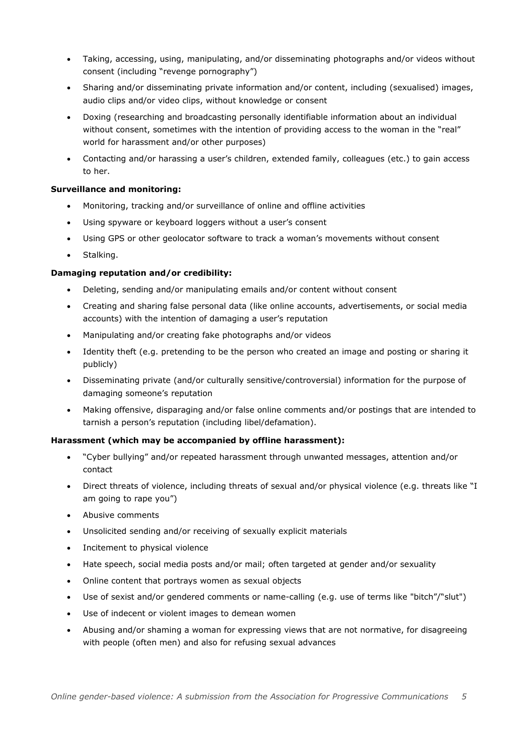- Taking, accessing, using, manipulating, and/or disseminating photographs and/or videos without consent (including "revenge pornography")
- Sharing and/or disseminating private information and/or content, including (sexualised) images, audio clips and/or video clips, without knowledge or consent
- Doxing (researching and broadcasting personally identifiable information about an individual without consent, sometimes with the intention of providing access to the woman in the "real" world for harassment and/or other purposes)
- Contacting and/or harassing a user's children, extended family, colleagues (etc.) to gain access to her.

**Surveillance and monitoring:**

- Monitoring, tracking and/or surveillance of online and offline activities
- Using spyware or keyboard loggers without a user's consent
- Using GPS or other geolocator software to track a woman's movements without consent
- Stalking.

**Damaging reputation and/or credibility:**

- Deleting, sending and/or manipulating emails and/or content without consent
- Creating and sharing false personal data (like online accounts, advertisements, or social media accounts) with the intention of damaging a user's reputation
- Manipulating and/or creating fake photographs and/or videos
- Identity theft (e.g. pretending to be the person who created an image and posting or sharing it publicly)
- Disseminating private (and/or culturally sensitive/controversial) information for the purpose of damaging someone's reputation
- Making offensive, disparaging and/or false online comments and/or postings that are intended to tarnish a person's reputation (including libel/defamation).

**Harassment (which may be accompanied by offline harassment):**

- "Cyber bullying" and/or repeated harassment through unwanted messages, attention and/or contact
- Direct threats of violence, including threats of sexual and/or physical violence (e.g. threats like "I am going to rape you")
- Abusive comments
- Unsolicited sending and/or receiving of sexually explicit materials
- Incitement to physical violence
- Hate speech, social media posts and/or mail; often targeted at gender and/or sexuality
- Online content that portrays women as sexual objects
- Use of sexist and/or gendered comments or name-calling (e.g. use of terms like "bitch"/"slut")
- Use of indecent or violent images to demean women
- Abusing and/or shaming a woman for expressing views that are not normative, for disagreeing with people (often men) and also for refusing sexual advances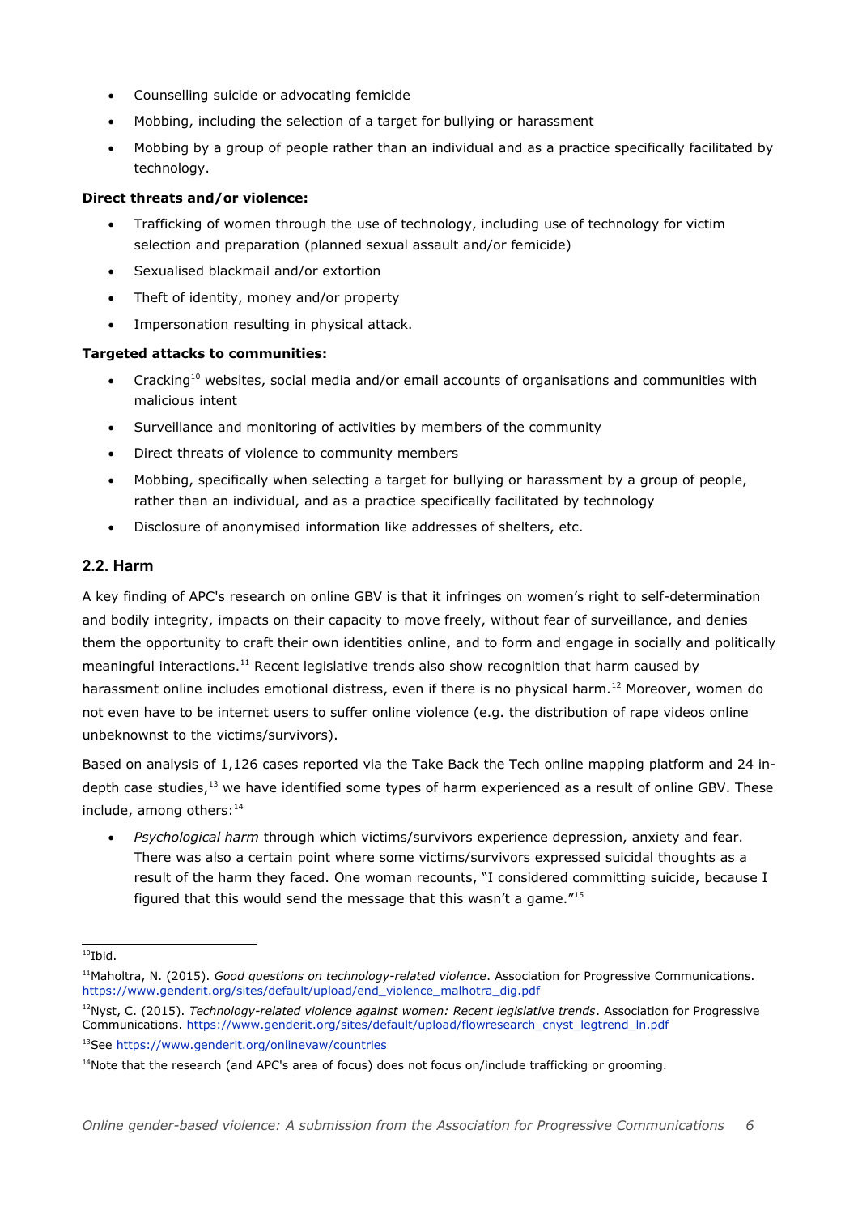- Counselling suicide or advocating femicide
- Mobbing, including the selection of a target for bullying or harassment
- Mobbing by a group of people rather than an individual and as a practice specifically facilitated by technology.

**Direct threats and/or violence:**

- Trafficking of women through the use of technology, including use of technology for victim selection and preparation (planned sexual assault and/or femicide)
- Sexualised blackmail and/or extortion
- Theft of identity, money and/or property
- Impersonation resulting in physical attack.

**Targeted attacks to communities:**

- Cracking[10] websites, social media and/or email accounts of organisations and communities with malicious intent
- Surveillance and monitoring of activities by members of the community
- Direct threats of violence to community members
- Mobbing, specifically when selecting a target for bullying or harassment by a group of people, rather than an individual, and as a practice specifically facilitated by technology
- Disclosure of anonymised information like addresses of shelters, etc.

## 2.2. Harm

A key finding of APC's research on online GBV is that it infringes on women's right to self-determination and bodily integrity, impacts on their capacity to move freely, without fear of surveillance, and denies them the opportunity to craft their own identities online, and to form and engage in socially and politically meaningful interactions.[11] Recent legislative trends also show recognition that harm caused by harassment online includes emotional distress, even if there is no physical harm.[12] Moreover, women do not even have to be internet users to suffer online violence (e.g. the distribution of rape videos online unbeknownst to the victims/survivors).

Based on analysis of 1,126 cases reported via the Take Back the Tech online mapping platform and 24 in-depth case studies,[13] we have identified some types of harm experienced as a result of online GBV. These include, among others:[14]

- *Psychological harm* through which victims/survivors experience depression, anxiety and fear. There was also a certain point where some victims/survivors expressed suicidal thoughts as a result of the harm they faced. One woman recounts, "I considered committing suicide, because I figured that this would send the message that this wasn't a game."[15]

---

[10] Ibid.

[11] Maholtra, N. (2015). *Good questions on technology-related violence*. Association for Progressive Communications. https://www.genderit.org/sites/default/upload/end_violence_malhotra_dig.pdf

[12] Nyst, C. (2015). *Technology-related violence against women: Recent legislative trends*. Association for Progressive Communications. https://www.genderit.org/sites/default/upload/flowresearch_cnyst_legtrend_ln.pdf

[13] See https://www.genderit.org/onlinevaw/countries

[14] Note that the research (and APC's area of focus) does not focus on/include trafficking or grooming.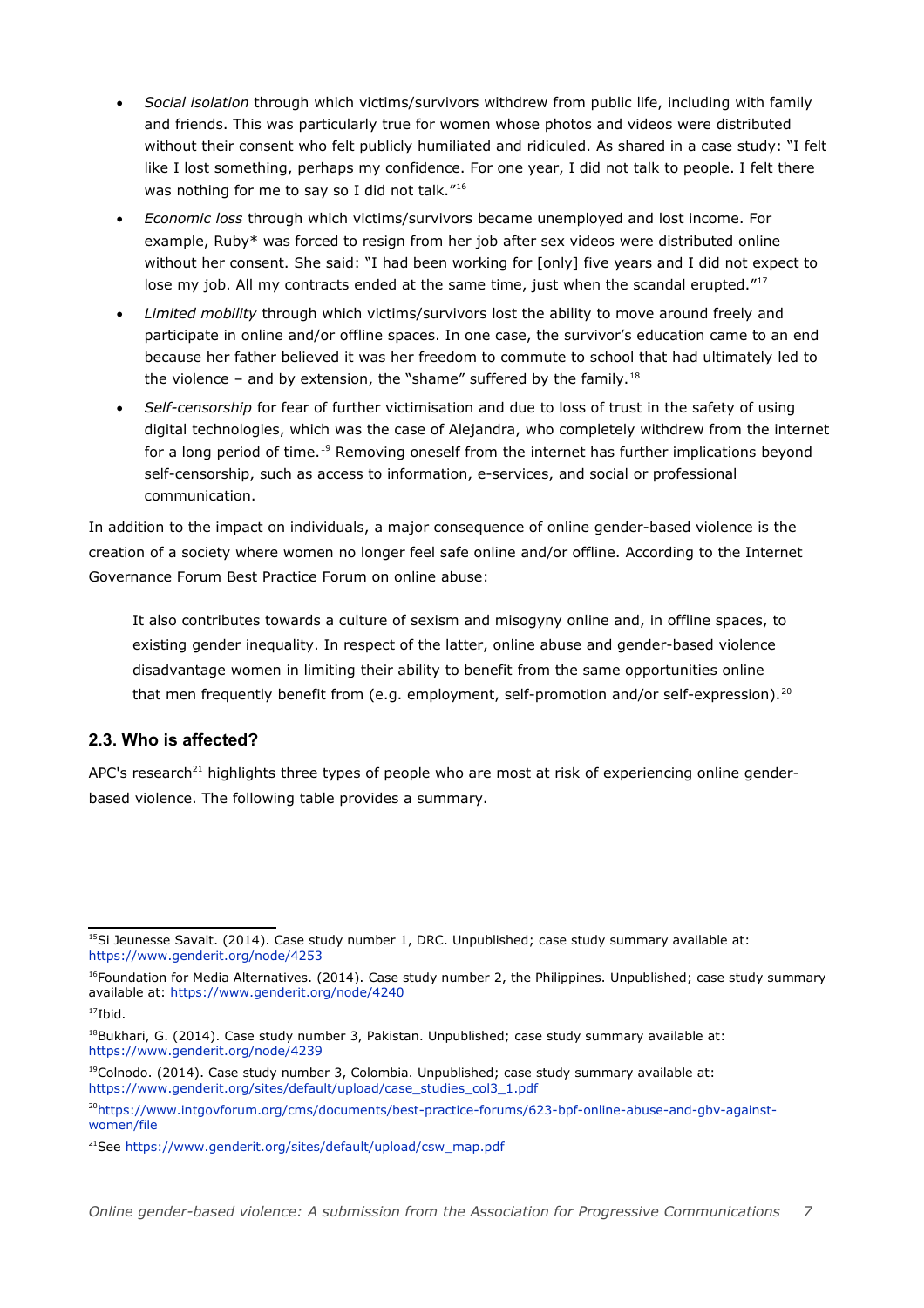- *Social isolation* through which victims/survivors withdrew from public life, including with family and friends. This was particularly true for women whose photos and videos were distributed without their consent who felt publicly humiliated and ridiculed. As shared in a case study: "I felt like I lost something, perhaps my confidence. For one year, I did not talk to people. I felt there was nothing for me to say so I did not talk."[16]
- *Economic loss* through which victims/survivors became unemployed and lost income. For example, Ruby* was forced to resign from her job after sex videos were distributed online without her consent. She said: "I had been working for [only] five years and I did not expect to lose my job. All my contracts ended at the same time, just when the scandal erupted."[17]
- *Limited mobility* through which victims/survivors lost the ability to move around freely and participate in online and/or offline spaces. In one case, the survivor's education came to an end because her father believed it was her freedom to commute to school that had ultimately led to the violence – and by extension, the "shame" suffered by the family.[18]
- *Self-censorship* for fear of further victimisation and due to loss of trust in the safety of using digital technologies, which was the case of Alejandra, who completely withdrew from the internet for a long period of time.[19] Removing oneself from the internet has further implications beyond self-censorship, such as access to information, e-services, and social or professional communication.

In addition to the impact on individuals, a major consequence of online gender-based violence is the creation of a society where women no longer feel safe online and/or offline. According to the Internet Governance Forum Best Practice Forum on online abuse:

> It also contributes towards a culture of sexism and misogyny online and, in offline spaces, to existing gender inequality. In respect of the latter, online abuse and gender-based violence disadvantage women in limiting their ability to benefit from the same opportunities online that men frequently benefit from (e.g. employment, self-promotion and/or self-expression).[20]

### 2.3. Who is affected?

APC's research[21] highlights three types of people who are most at risk of experiencing online gender-based violence. The following table provides a summary.

---

[15] Si Jeunesse Savait. (2014). Case study number 1, DRC. Unpublished; case study summary available at: https://www.genderit.org/node/4253

[16] Foundation for Media Alternatives. (2014). Case study number 2, the Philippines. Unpublished; case study summary available at: https://www.genderit.org/node/4240

[17] Ibid.

[18] Bukhari, G. (2014). Case study number 3, Pakistan. Unpublished; case study summary available at: https://www.genderit.org/node/4239

[19] Colnodo. (2014). Case study number 3, Colombia. Unpublished; case study summary available at: https://www.genderit.org/sites/default/upload/case_studies_col3_1.pdf

[20] https://www.intgovforum.org/cms/documents/best-practice-forums/623-bpf-online-abuse-and-gbv-against-women/file

[21] See https://www.genderit.org/sites/default/upload/csw_map.pdf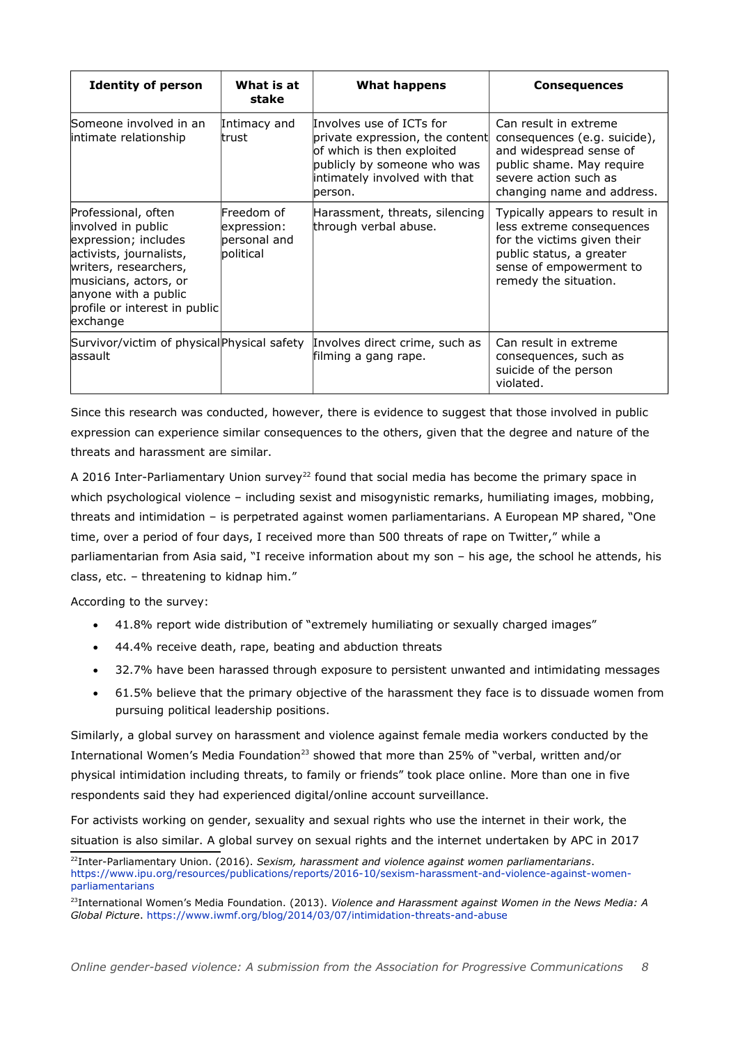| Identity of person | What is at stake | What happens | Consequences |
|---|---|---|---|
| Someone involved in an intimate relationship | Intimacy and trust | Involves use of ICTs for private expression, the content of which is then exploited publicly by someone who was intimately involved with that person. | Can result in extreme consequences (e.g. suicide), and widespread sense of public shame. May require severe action such as changing name and address. |
| Professional, often involved in public expression; includes activists, journalists, writers, researchers, musicians, actors, or anyone with a public profile or interest in public exchange | Freedom of expression: personal and political | Harassment, threats, silencing through verbal abuse. | Typically appears to result in less extreme consequences for the victims given their public status, a greater sense of empowerment to remedy the situation. |
| Survivor/victim of physical assault | Physical safety | Involves direct crime, such as filming a gang rape. | Can result in extreme consequences, such as suicide of the person violated. |

Since this research was conducted, however, there is evidence to suggest that those involved in public expression can experience similar consequences to the others, given that the degree and nature of the threats and harassment are similar.

A 2016 Inter-Parliamentary Union survey[22] found that social media has become the primary space in which psychological violence – including sexist and misogynistic remarks, humiliating images, mobbing, threats and intimidation – is perpetrated against women parliamentarians. A European MP shared, "One time, over a period of four days, I received more than 500 threats of rape on Twitter," while a parliamentarian from Asia said, "I receive information about my son – his age, the school he attends, his class, etc. – threatening to kidnap him."

According to the survey:

- 41.8% report wide distribution of "extremely humiliating or sexually charged images"
- 44.4% receive death, rape, beating and abduction threats
- 32.7% have been harassed through exposure to persistent unwanted and intimidating messages
- 61.5% believe that the primary objective of the harassment they face is to dissuade women from pursuing political leadership positions.

Similarly, a global survey on harassment and violence against female media workers conducted by the International Women's Media Foundation[23] showed that more than 25% of "verbal, written and/or physical intimidation including threats, to family or friends" took place online. More than one in five respondents said they had experienced digital/online account surveillance.

For activists working on gender, sexuality and sexual rights who use the internet in their work, the situation is also similar. A global survey on sexual rights and the internet undertaken by APC in 2017

[22] Inter-Parliamentary Union. (2016). *Sexism, harassment and violence against women parliamentarians*. https://www.ipu.org/resources/publications/reports/2016-10/sexism-harassment-and-violence-against-women-parliamentarians

[23] International Women's Media Foundation. (2013). *Violence and Harassment against Women in the News Media: A Global Picture*. https://www.iwmf.org/blog/2014/03/07/intimidation-threats-and-abuse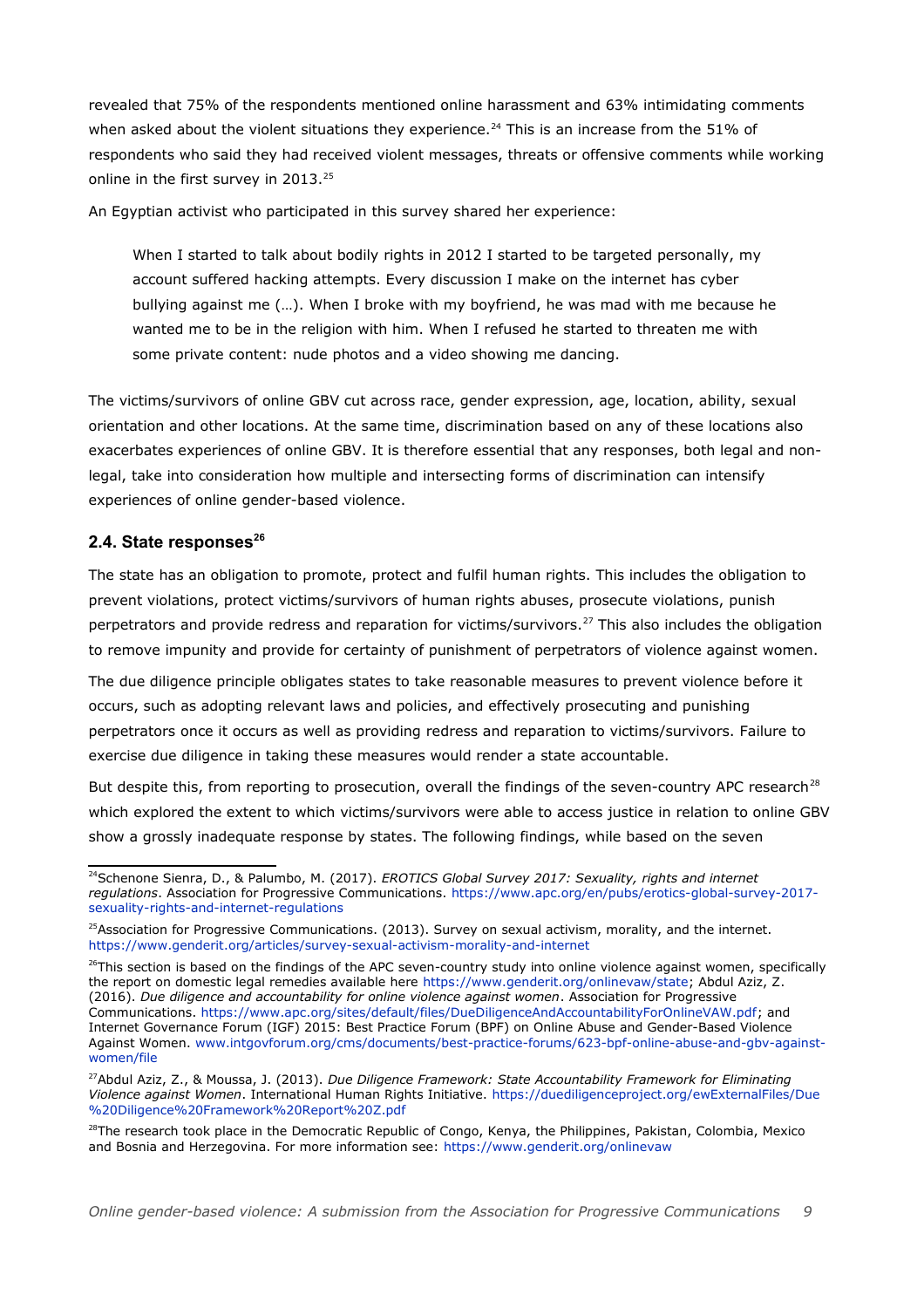revealed that 75% of the respondents mentioned online harassment and 63% intimidating comments when asked about the violent situations they experience.[24] This is an increase from the 51% of respondents who said they had received violent messages, threats or offensive comments while working online in the first survey in 2013.[25]

An Egyptian activist who participated in this survey shared her experience:

> When I started to talk about bodily rights in 2012 I started to be targeted personally, my account suffered hacking attempts. Every discussion I make on the internet has cyber bullying against me (…). When I broke with my boyfriend, he was mad with me because he wanted me to be in the religion with him. When I refused he started to threaten me with some private content: nude photos and a video showing me dancing.

The victims/survivors of online GBV cut across race, gender expression, age, location, ability, sexual orientation and other locations. At the same time, discrimination based on any of these locations also exacerbates experiences of online GBV. It is therefore essential that any responses, both legal and non-legal, take into consideration how multiple and intersecting forms of discrimination can intensify experiences of online gender-based violence.

### 2.4. State responses[26]

The state has an obligation to promote, protect and fulfil human rights. This includes the obligation to prevent violations, protect victims/survivors of human rights abuses, prosecute violations, punish perpetrators and provide redress and reparation for victims/survivors.[27] This also includes the obligation to remove impunity and provide for certainty of punishment of perpetrators of violence against women.

The due diligence principle obligates states to take reasonable measures to prevent violence before it occurs, such as adopting relevant laws and policies, and effectively prosecuting and punishing perpetrators once it occurs as well as providing redress and reparation to victims/survivors. Failure to exercise due diligence in taking these measures would render a state accountable.

But despite this, from reporting to prosecution, overall the findings of the seven-country APC research[28] which explored the extent to which victims/survivors were able to access justice in relation to online GBV show a grossly inadequate response by states. The following findings, while based on the seven

---

[24] Schenone Sienra, D., & Palumbo, M. (2017). *EROTICS Global Survey 2017: Sexuality, rights and internet regulations*. Association for Progressive Communications. https://www.apc.org/en/pubs/erotics-global-survey-2017-sexuality-rights-and-internet-regulations

[25] Association for Progressive Communications. (2013). Survey on sexual activism, morality, and the internet. https://www.genderit.org/articles/survey-sexual-activism-morality-and-internet

[26] This section is based on the findings of the APC seven-country study into online violence against women, specifically the report on domestic legal remedies available here https://www.genderit.org/onlinevaw/state; Abdul Aziz, Z. (2016). *Due diligence and accountability for online violence against women*. Association for Progressive Communications. https://www.apc.org/sites/default/files/DueDiligenceAndAccountabilityForOnlineVAW.pdf; and Internet Governance Forum (IGF) 2015: Best Practice Forum (BPF) on Online Abuse and Gender-Based Violence Against Women. www.intgovforum.org/cms/documents/best-practice-forums/623-bpf-online-abuse-and-gbv-against-women/file

[27] Abdul Aziz, Z., & Moussa, J. (2013). *Due Diligence Framework: State Accountability Framework for Eliminating Violence against Women*. International Human Rights Initiative. https://duediligenceproject.org/ewExternalFiles/Due%20Diligence%20Framework%20Report%20Z.pdf

[28] The research took place in the Democratic Republic of Congo, Kenya, the Philippines, Pakistan, Colombia, Mexico and Bosnia and Herzegovina. For more information see: https://www.genderit.org/onlinevaw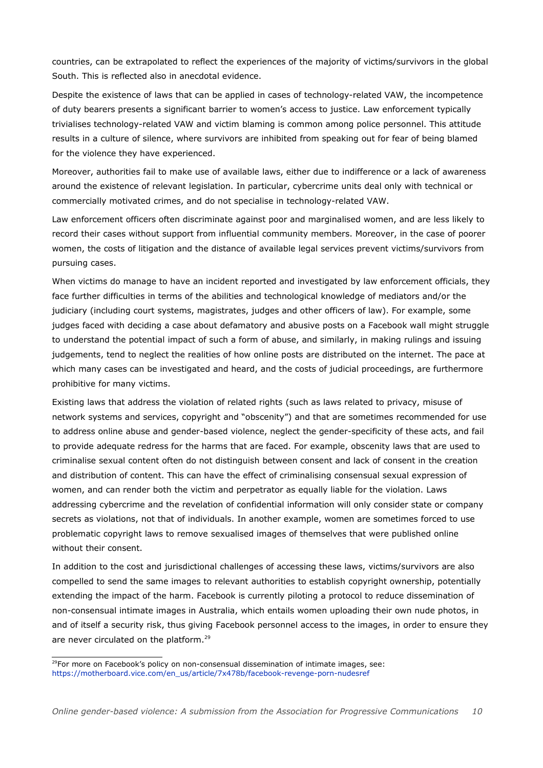countries, can be extrapolated to reflect the experiences of the majority of victims/survivors in the global South. This is reflected also in anecdotal evidence.

Despite the existence of laws that can be applied in cases of technology-related VAW, the incompetence of duty bearers presents a significant barrier to women's access to justice. Law enforcement typically trivialises technology-related VAW and victim blaming is common among police personnel. This attitude results in a culture of silence, where survivors are inhibited from speaking out for fear of being blamed for the violence they have experienced.

Moreover, authorities fail to make use of available laws, either due to indifference or a lack of awareness around the existence of relevant legislation. In particular, cybercrime units deal only with technical or commercially motivated crimes, and do not specialise in technology-related VAW.

Law enforcement officers often discriminate against poor and marginalised women, and are less likely to record their cases without support from influential community members. Moreover, in the case of poorer women, the costs of litigation and the distance of available legal services prevent victims/survivors from pursuing cases.

When victims do manage to have an incident reported and investigated by law enforcement officials, they face further difficulties in terms of the abilities and technological knowledge of mediators and/or the judiciary (including court systems, magistrates, judges and other officers of law). For example, some judges faced with deciding a case about defamatory and abusive posts on a Facebook wall might struggle to understand the potential impact of such a form of abuse, and similarly, in making rulings and issuing judgements, tend to neglect the realities of how online posts are distributed on the internet. The pace at which many cases can be investigated and heard, and the costs of judicial proceedings, are furthermore prohibitive for many victims.

Existing laws that address the violation of related rights (such as laws related to privacy, misuse of network systems and services, copyright and "obscenity") and that are sometimes recommended for use to address online abuse and gender-based violence, neglect the gender-specificity of these acts, and fail to provide adequate redress for the harms that are faced. For example, obscenity laws that are used to criminalise sexual content often do not distinguish between consent and lack of consent in the creation and distribution of content. This can have the effect of criminalising consensual sexual expression of women, and can render both the victim and perpetrator as equally liable for the violation. Laws addressing cybercrime and the revelation of confidential information will only consider state or company secrets as violations, not that of individuals. In another example, women are sometimes forced to use problematic copyright laws to remove sexualised images of themselves that were published online without their consent.

In addition to the cost and jurisdictional challenges of accessing these laws, victims/survivors are also compelled to send the same images to relevant authorities to establish copyright ownership, potentially extending the impact of the harm. Facebook is currently piloting a protocol to reduce dissemination of non-consensual intimate images in Australia, which entails women uploading their own nude photos, in and of itself a security risk, thus giving Facebook personnel access to the images, in order to ensure they are never circulated on the platform.[29]

[29] For more on Facebook's policy on non-consensual dissemination of intimate images, see: https://motherboard.vice.com/en_us/article/7x478b/facebook-revenge-porn-nudesref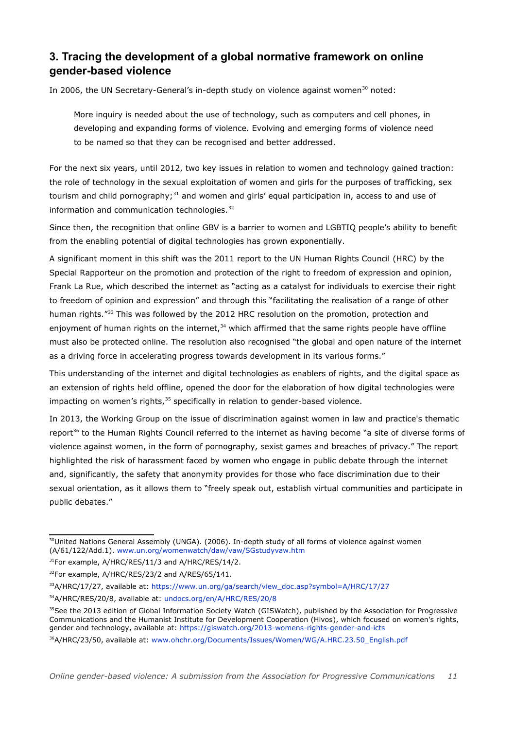## 3. Tracing the development of a global normative framework on online gender-based violence

In 2006, the UN Secretary-General's in-depth study on violence against women[30] noted:

> More inquiry is needed about the use of technology, such as computers and cell phones, in developing and expanding forms of violence. Evolving and emerging forms of violence need to be named so that they can be recognised and better addressed.

For the next six years, until 2012, two key issues in relation to women and technology gained traction: the role of technology in the sexual exploitation of women and girls for the purposes of trafficking, sex tourism and child pornography;[31] and women and girls' equal participation in, access to and use of information and communication technologies.[32]

Since then, the recognition that online GBV is a barrier to women and LGBTIQ people's ability to benefit from the enabling potential of digital technologies has grown exponentially.

A significant moment in this shift was the 2011 report to the UN Human Rights Council (HRC) by the Special Rapporteur on the promotion and protection of the right to freedom of expression and opinion, Frank La Rue, which described the internet as "acting as a catalyst for individuals to exercise their right to freedom of opinion and expression" and through this "facilitating the realisation of a range of other human rights."[33] This was followed by the 2012 HRC resolution on the promotion, protection and enjoyment of human rights on the internet,[34] which affirmed that the same rights people have offline must also be protected online. The resolution also recognised "the global and open nature of the internet as a driving force in accelerating progress towards development in its various forms."

This understanding of the internet and digital technologies as enablers of rights, and the digital space as an extension of rights held offline, opened the door for the elaboration of how digital technologies were impacting on women's rights,[35] specifically in relation to gender-based violence.

In 2013, the Working Group on the issue of discrimination against women in law and practice's thematic report[36] to the Human Rights Council referred to the internet as having become "a site of diverse forms of violence against women, in the form of pornography, sexist games and breaches of privacy." The report highlighted the risk of harassment faced by women who engage in public debate through the internet and, significantly, the safety that anonymity provides for those who face discrimination due to their sexual orientation, as it allows them to "freely speak out, establish virtual communities and participate in public debates."

---

[30] United Nations General Assembly (UNGA). (2006). In-depth study of all forms of violence against women (A/61/122/Add.1). www.un.org/womenwatch/daw/vaw/SGstudyvaw.htm

[31] For example, A/HRC/RES/11/3 and A/HRC/RES/14/2.

[32] For example, A/HRC/RES/23/2 and A/RES/65/141.

[33] A/HRC/17/27, available at: https://www.un.org/ga/search/view_doc.asp?symbol=A/HRC/17/27

[34] A/HRC/RES/20/8, available at: undocs.org/en/A/HRC/RES/20/8

[35] See the 2013 edition of Global Information Society Watch (GISWatch), published by the Association for Progressive Communications and the Humanist Institute for Development Cooperation (Hivos), which focused on women's rights, gender and technology, available at: https://giswatch.org/2013-womens-rights-gender-and-icts

[36] A/HRC/23/50, available at: www.ohchr.org/Documents/Issues/Women/WG/A.HRC.23.50_English.pdf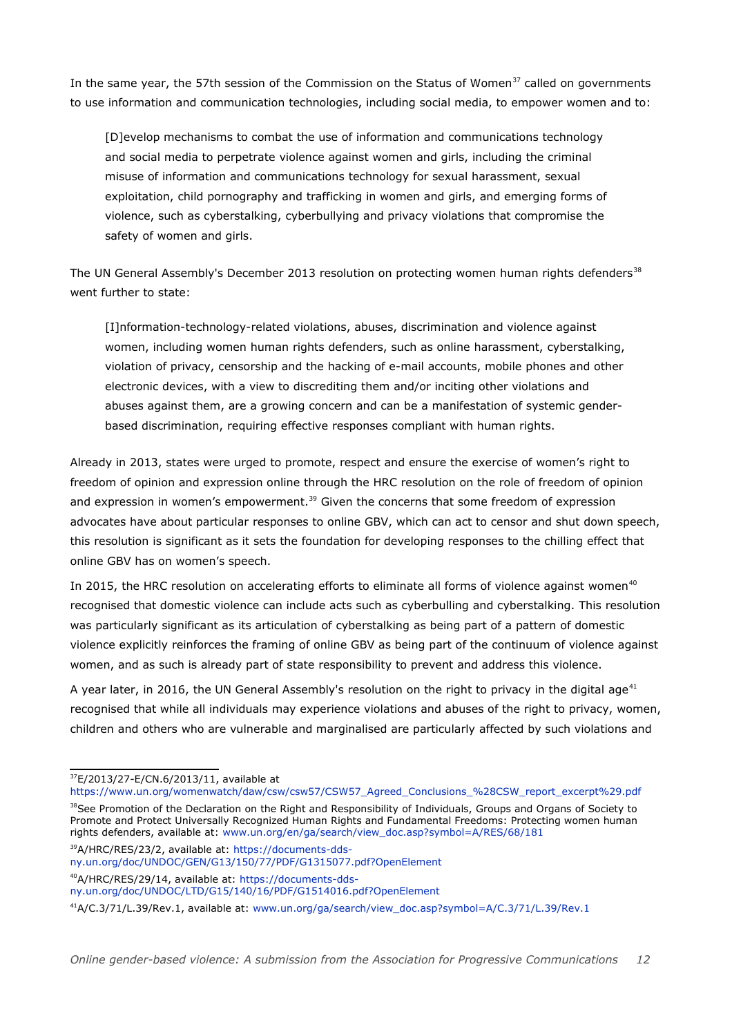In the same year, the 57th session of the Commission on the Status of Women[37] called on governments to use information and communication technologies, including social media, to empower women and to:

> [D]evelop mechanisms to combat the use of information and communications technology and social media to perpetrate violence against women and girls, including the criminal misuse of information and communications technology for sexual harassment, sexual exploitation, child pornography and trafficking in women and girls, and emerging forms of violence, such as cyberstalking, cyberbullying and privacy violations that compromise the safety of women and girls.

The UN General Assembly's December 2013 resolution on protecting women human rights defenders[38] went further to state:

> [I]nformation-technology-related violations, abuses, discrimination and violence against women, including women human rights defenders, such as online harassment, cyberstalking, violation of privacy, censorship and the hacking of e-mail accounts, mobile phones and other electronic devices, with a view to discrediting them and/or inciting other violations and abuses against them, are a growing concern and can be a manifestation of systemic gender-based discrimination, requiring effective responses compliant with human rights.

Already in 2013, states were urged to promote, respect and ensure the exercise of women's right to freedom of opinion and expression online through the HRC resolution on the role of freedom of opinion and expression in women's empowerment.[39] Given the concerns that some freedom of expression advocates have about particular responses to online GBV, which can act to censor and shut down speech, this resolution is significant as it sets the foundation for developing responses to the chilling effect that online GBV has on women's speech.

In 2015, the HRC resolution on accelerating efforts to eliminate all forms of violence against women[40] recognised that domestic violence can include acts such as cyberbulling and cyberstalking. This resolution was particularly significant as its articulation of cyberstalking as being part of a pattern of domestic violence explicitly reinforces the framing of online GBV as being part of the continuum of violence against women, and as such is already part of state responsibility to prevent and address this violence.

A year later, in 2016, the UN General Assembly's resolution on the right to privacy in the digital age[41] recognised that while all individuals may experience violations and abuses of the right to privacy, women, children and others who are vulnerable and marginalised are particularly affected by such violations and

---

[37] E/2013/27-E/CN.6/2013/11, available at https://www.un.org/womenwatch/daw/csw/csw57/CSW57_Agreed_Conclusions_%28CSW_report_excerpt%29.pdf

[38] See Promotion of the Declaration on the Right and Responsibility of Individuals, Groups and Organs of Society to Promote and Protect Universally Recognized Human Rights and Fundamental Freedoms: Protecting women human rights defenders, available at: www.un.org/en/ga/search/view_doc.asp?symbol=A/RES/68/181

[39] A/HRC/RES/23/2, available at: https://documents-dds-ny.un.org/doc/UNDOC/GEN/G13/150/77/PDF/G1315077.pdf?OpenElement

[40] A/HRC/RES/29/14, available at: https://documents-dds-ny.un.org/doc/UNDOC/LTD/G15/140/16/PDF/G1514016.pdf?OpenElement

[41] A/C.3/71/L.39/Rev.1, available at: www.un.org/ga/search/view_doc.asp?symbol=A/C.3/71/L.39/Rev.1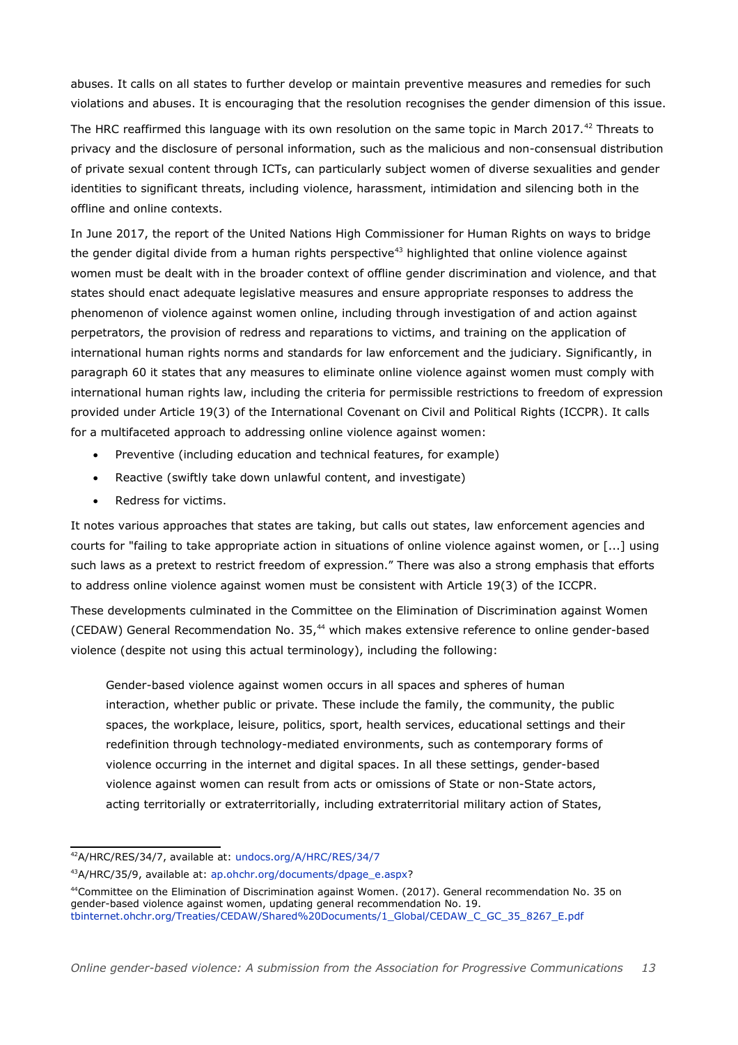abuses. It calls on all states to further develop or maintain preventive measures and remedies for such violations and abuses. It is encouraging that the resolution recognises the gender dimension of this issue.

The HRC reaffirmed this language with its own resolution on the same topic in March 2017.[42] Threats to privacy and the disclosure of personal information, such as the malicious and non-consensual distribution of private sexual content through ICTs, can particularly subject women of diverse sexualities and gender identities to significant threats, including violence, harassment, intimidation and silencing both in the offline and online contexts.

In June 2017, the report of the United Nations High Commissioner for Human Rights on ways to bridge the gender digital divide from a human rights perspective[43] highlighted that online violence against women must be dealt with in the broader context of offline gender discrimination and violence, and that states should enact adequate legislative measures and ensure appropriate responses to address the phenomenon of violence against women online, including through investigation of and action against perpetrators, the provision of redress and reparations to victims, and training on the application of international human rights norms and standards for law enforcement and the judiciary. Significantly, in paragraph 60 it states that any measures to eliminate online violence against women must comply with international human rights law, including the criteria for permissible restrictions to freedom of expression provided under Article 19(3) of the International Covenant on Civil and Political Rights (ICCPR). It calls for a multifaceted approach to addressing online violence against women:

- Preventive (including education and technical features, for example)
- Reactive (swiftly take down unlawful content, and investigate)
- Redress for victims.

It notes various approaches that states are taking, but calls out states, law enforcement agencies and courts for "failing to take appropriate action in situations of online violence against women, or [...] using such laws as a pretext to restrict freedom of expression." There was also a strong emphasis that efforts to address online violence against women must be consistent with Article 19(3) of the ICCPR.

These developments culminated in the Committee on the Elimination of Discrimination against Women (CEDAW) General Recommendation No. 35,[44] which makes extensive reference to online gender-based violence (despite not using this actual terminology), including the following:

> Gender-based violence against women occurs in all spaces and spheres of human interaction, whether public or private. These include the family, the community, the public spaces, the workplace, leisure, politics, sport, health services, educational settings and their redefinition through technology-mediated environments, such as contemporary forms of violence occurring in the internet and digital spaces. In all these settings, gender-based violence against women can result from acts or omissions of State or non-State actors, acting territorially or extraterritorially, including extraterritorial military action of States,

---

[42] A/HRC/RES/34/7, available at: undocs.org/A/HRC/RES/34/7

[43] A/HRC/35/9, available at: ap.ohchr.org/documents/dpage_e.aspx?

[44] Committee on the Elimination of Discrimination against Women. (2017). General recommendation No. 35 on gender-based violence against women, updating general recommendation No. 19. tbinternet.ohchr.org/Treaties/CEDAW/Shared%20Documents/1_Global/CEDAW_C_GC_35_8267_E.pdf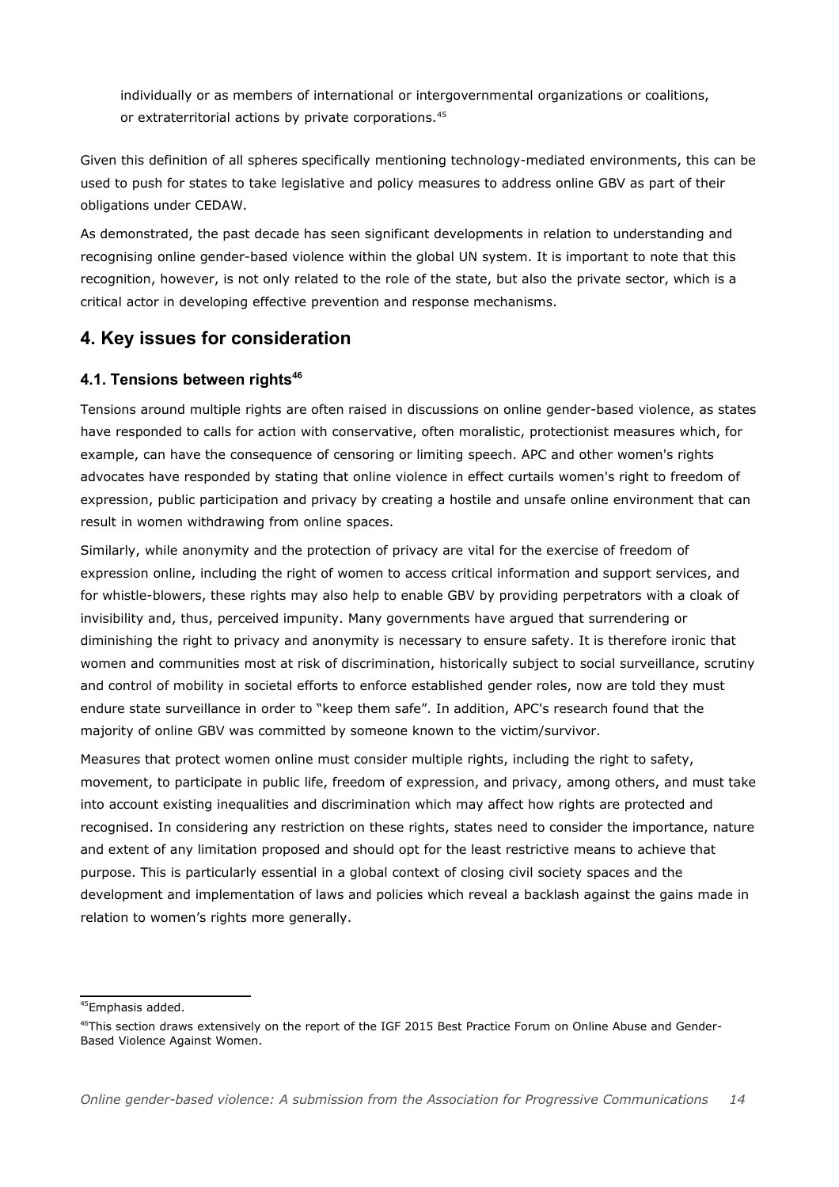individually or as members of international or intergovernmental organizations or coalitions, or extraterritorial actions by private corporations.[45]

Given this definition of all spheres specifically mentioning technology-mediated environments, this can be used to push for states to take legislative and policy measures to address online GBV as part of their obligations under CEDAW.

As demonstrated, the past decade has seen significant developments in relation to understanding and recognising online gender-based violence within the global UN system. It is important to note that this recognition, however, is not only related to the role of the state, but also the private sector, which is a critical actor in developing effective prevention and response mechanisms.

## 4. Key issues for consideration

### 4.1. Tensions between rights[46]

Tensions around multiple rights are often raised in discussions on online gender-based violence, as states have responded to calls for action with conservative, often moralistic, protectionist measures which, for example, can have the consequence of censoring or limiting speech. APC and other women's rights advocates have responded by stating that online violence in effect curtails women's right to freedom of expression, public participation and privacy by creating a hostile and unsafe online environment that can result in women withdrawing from online spaces.

Similarly, while anonymity and the protection of privacy are vital for the exercise of freedom of expression online, including the right of women to access critical information and support services, and for whistle-blowers, these rights may also help to enable GBV by providing perpetrators with a cloak of invisibility and, thus, perceived impunity. Many governments have argued that surrendering or diminishing the right to privacy and anonymity is necessary to ensure safety. It is therefore ironic that women and communities most at risk of discrimination, historically subject to social surveillance, scrutiny and control of mobility in societal efforts to enforce established gender roles, now are told they must endure state surveillance in order to "keep them safe". In addition, APC's research found that the majority of online GBV was committed by someone known to the victim/survivor.

Measures that protect women online must consider multiple rights, including the right to safety, movement, to participate in public life, freedom of expression, and privacy, among others, and must take into account existing inequalities and discrimination which may affect how rights are protected and recognised. In considering any restriction on these rights, states need to consider the importance, nature and extent of any limitation proposed and should opt for the least restrictive means to achieve that purpose. This is particularly essential in a global context of closing civil society spaces and the development and implementation of laws and policies which reveal a backlash against the gains made in relation to women's rights more generally.

---

[45] Emphasis added.

[46] This section draws extensively on the report of the IGF 2015 Best Practice Forum on Online Abuse and Gender-Based Violence Against Women.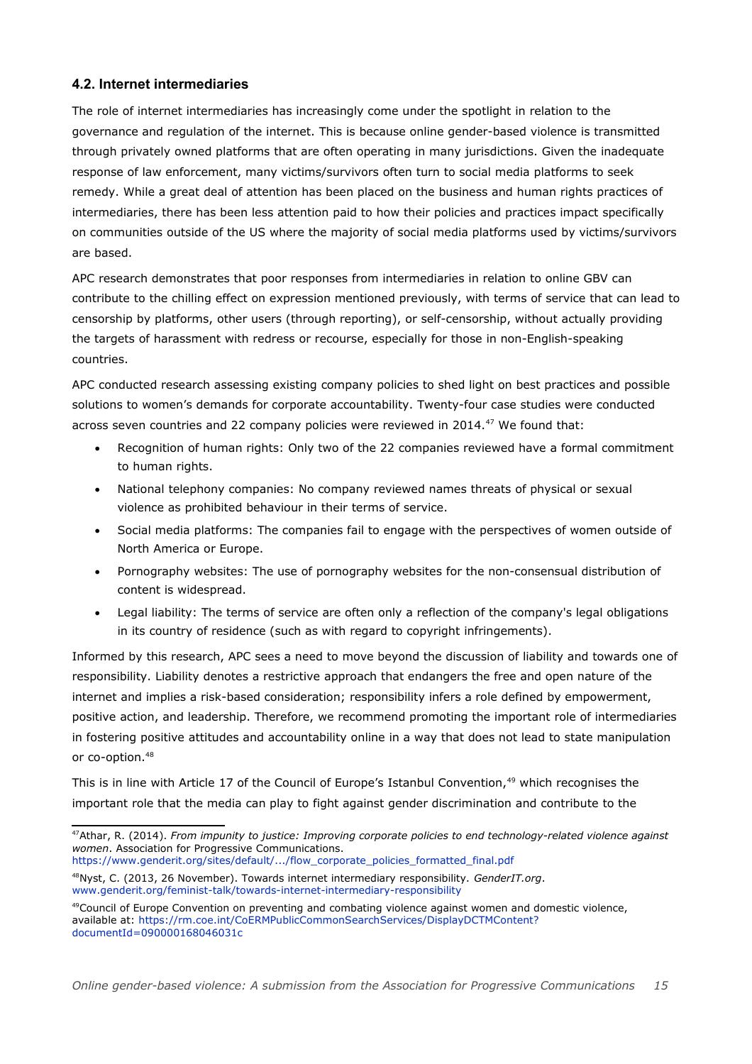### 4.2. Internet intermediaries

The role of internet intermediaries has increasingly come under the spotlight in relation to the governance and regulation of the internet. This is because online gender-based violence is transmitted through privately owned platforms that are often operating in many jurisdictions. Given the inadequate response of law enforcement, many victims/survivors often turn to social media platforms to seek remedy. While a great deal of attention has been placed on the business and human rights practices of intermediaries, there has been less attention paid to how their policies and practices impact specifically on communities outside of the US where the majority of social media platforms used by victims/survivors are based.

APC research demonstrates that poor responses from intermediaries in relation to online GBV can contribute to the chilling effect on expression mentioned previously, with terms of service that can lead to censorship by platforms, other users (through reporting), or self-censorship, without actually providing the targets of harassment with redress or recourse, especially for those in non-English-speaking countries.

APC conducted research assessing existing company policies to shed light on best practices and possible solutions to women's demands for corporate accountability. Twenty-four case studies were conducted across seven countries and 22 company policies were reviewed in 2014.[47] We found that:

- Recognition of human rights: Only two of the 22 companies reviewed have a formal commitment to human rights.
- National telephony companies: No company reviewed names threats of physical or sexual violence as prohibited behaviour in their terms of service.
- Social media platforms: The companies fail to engage with the perspectives of women outside of North America or Europe.
- Pornography websites: The use of pornography websites for the non-consensual distribution of content is widespread.
- Legal liability: The terms of service are often only a reflection of the company's legal obligations in its country of residence (such as with regard to copyright infringements).

Informed by this research, APC sees a need to move beyond the discussion of liability and towards one of responsibility. Liability denotes a restrictive approach that endangers the free and open nature of the internet and implies a risk-based consideration; responsibility infers a role defined by empowerment, positive action, and leadership. Therefore, we recommend promoting the important role of intermediaries in fostering positive attitudes and accountability online in a way that does not lead to state manipulation or co-option.[48]

This is in line with Article 17 of the Council of Europe's Istanbul Convention,[49] which recognises the important role that the media can play to fight against gender discrimination and contribute to the

---

[47] Athar, R. (2014). *From impunity to justice: Improving corporate policies to end technology-related violence against women*. Association for Progressive Communications. https://www.genderit.org/sites/default/.../flow_corporate_policies_formatted_final.pdf

[48] Nyst, C. (2013, 26 November). Towards internet intermediary responsibility. *GenderIT.org*. www.genderit.org/feminist-talk/towards-internet-intermediary-responsibility

[49] Council of Europe Convention on preventing and combating violence against women and domestic violence, available at: https://rm.coe.int/CoERMPublicCommonSearchServices/DisplayDCTMContent?documentId=090000168046031c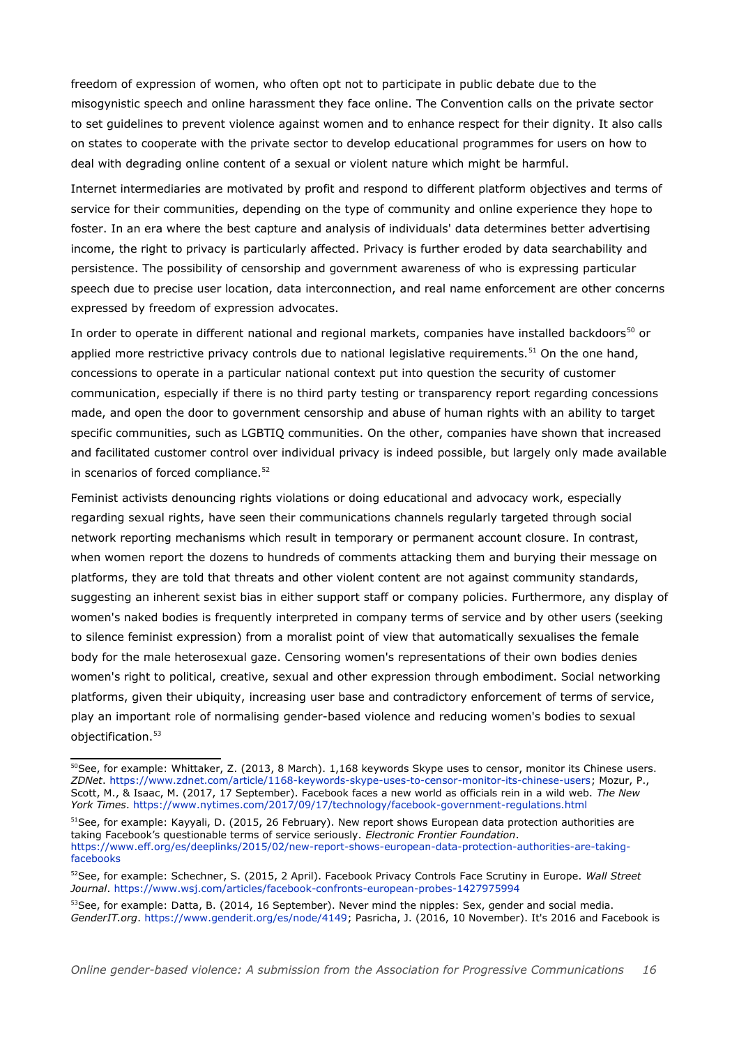freedom of expression of women, who often opt not to participate in public debate due to the misogynistic speech and online harassment they face online. The Convention calls on the private sector to set guidelines to prevent violence against women and to enhance respect for their dignity. It also calls on states to cooperate with the private sector to develop educational programmes for users on how to deal with degrading online content of a sexual or violent nature which might be harmful.

Internet intermediaries are motivated by profit and respond to different platform objectives and terms of service for their communities, depending on the type of community and online experience they hope to foster. In an era where the best capture and analysis of individuals' data determines better advertising income, the right to privacy is particularly affected. Privacy is further eroded by data searchability and persistence. The possibility of censorship and government awareness of who is expressing particular speech due to precise user location, data interconnection, and real name enforcement are other concerns expressed by freedom of expression advocates.

In order to operate in different national and regional markets, companies have installed backdoors[50] or applied more restrictive privacy controls due to national legislative requirements.[51] On the one hand, concessions to operate in a particular national context put into question the security of customer communication, especially if there is no third party testing or transparency report regarding concessions made, and open the door to government censorship and abuse of human rights with an ability to target specific communities, such as LGBTIQ communities. On the other, companies have shown that increased and facilitated customer control over individual privacy is indeed possible, but largely only made available in scenarios of forced compliance.[52]

Feminist activists denouncing rights violations or doing educational and advocacy work, especially regarding sexual rights, have seen their communications channels regularly targeted through social network reporting mechanisms which result in temporary or permanent account closure. In contrast, when women report the dozens to hundreds of comments attacking them and burying their message on platforms, they are told that threats and other violent content are not against community standards, suggesting an inherent sexist bias in either support staff or company policies. Furthermore, any display of women's naked bodies is frequently interpreted in company terms of service and by other users (seeking to silence feminist expression) from a moralist point of view that automatically sexualises the female body for the male heterosexual gaze. Censoring women's representations of their own bodies denies women's right to political, creative, sexual and other expression through embodiment. Social networking platforms, given their ubiquity, increasing user base and contradictory enforcement of terms of service, play an important role of normalising gender-based violence and reducing women's bodies to sexual objectification.[53]

---

[50] See, for example: Whittaker, Z. (2013, 8 March). 1,168 keywords Skype uses to censor, monitor its Chinese users. *ZDNet*. https://www.zdnet.com/article/1168-keywords-skype-uses-to-censor-monitor-its-chinese-users; Mozur, P., Scott, M., & Isaac, M. (2017, 17 September). Facebook faces a new world as officials rein in a wild web. *The New York Times*. https://www.nytimes.com/2017/09/17/technology/facebook-government-regulations.html

[51] See, for example: Kayyali, D. (2015, 26 February). New report shows European data protection authorities are taking Facebook's questionable terms of service seriously. *Electronic Frontier Foundation*. https://www.eff.org/es/deeplinks/2015/02/new-report-shows-european-data-protection-authorities-are-taking-facebooks

[52] See, for example: Schechner, S. (2015, 2 April). Facebook Privacy Controls Face Scrutiny in Europe. *Wall Street Journal*. https://www.wsj.com/articles/facebook-confronts-european-probes-1427975994

[53] See, for example: Datta, B. (2014, 16 September). Never mind the nipples: Sex, gender and social media. *GenderIT.org*. https://www.genderit.org/es/node/4149; Pasricha, J. (2016, 10 November). It's 2016 and Facebook is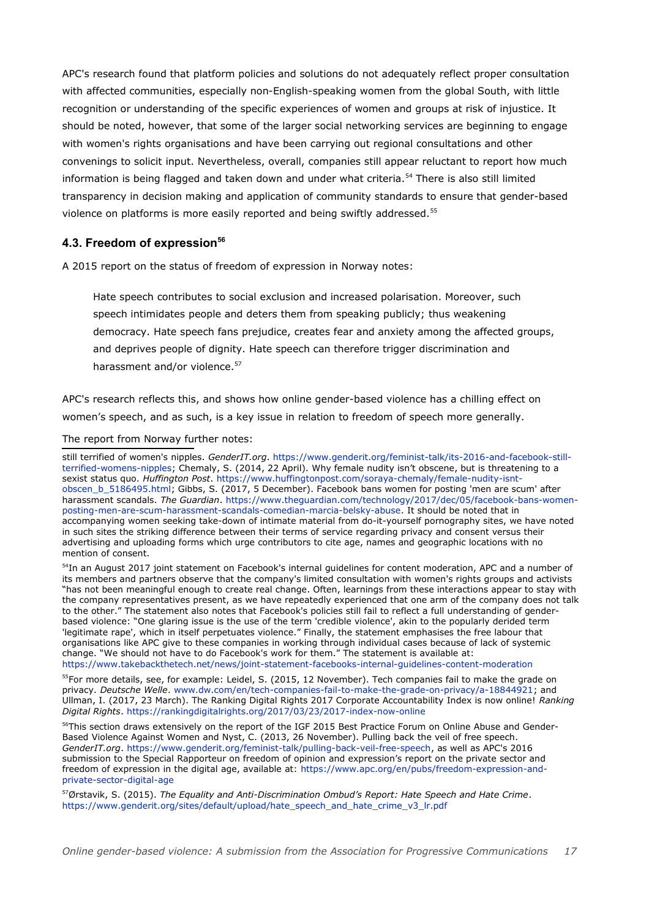APC's research found that platform policies and solutions do not adequately reflect proper consultation with affected communities, especially non-English-speaking women from the global South, with little recognition or understanding of the specific experiences of women and groups at risk of injustice. It should be noted, however, that some of the larger social networking services are beginning to engage with women's rights organisations and have been carrying out regional consultations and other convenings to solicit input. Nevertheless, overall, companies still appear reluctant to report how much information is being flagged and taken down and under what criteria.[54] There is also still limited transparency in decision making and application of community standards to ensure that gender-based violence on platforms is more easily reported and being swiftly addressed.[55]

### 4.3. Freedom of expression[56]

A 2015 report on the status of freedom of expression in Norway notes:

> Hate speech contributes to social exclusion and increased polarisation. Moreover, such speech intimidates people and deters them from speaking publicly; thus weakening democracy. Hate speech fans prejudice, creates fear and anxiety among the affected groups, and deprives people of dignity. Hate speech can therefore trigger discrimination and harassment and/or violence.[57]

APC's research reflects this, and shows how online gender-based violence has a chilling effect on women's speech, and as such, is a key issue in relation to freedom of speech more generally.

The report from Norway further notes:

---

still terrified of women's nipples. *GenderIT.org*. https://www.genderit.org/feminist-talk/its-2016-and-facebook-still-terrified-womens-nipples; Chemaly, S. (2014, 22 April). Why female nudity isn't obscene, but is threatening to a sexist status quo. *Huffington Post*. https://www.huffingtonpost.com/soraya-chemaly/female-nudity-isnt-obscen_b_5186495.html; Gibbs, S. (2017, 5 December). Facebook bans women for posting 'men are scum' after harassment scandals. *The Guardian*. https://www.theguardian.com/technology/2017/dec/05/facebook-bans-women-posting-men-are-scum-harassment-scandals-comedian-marcia-belsky-abuse. It should be noted that in accompanying women seeking take-down of intimate material from do-it-yourself pornography sites, we have noted in such sites the striking difference between their terms of service regarding privacy and consent versus their advertising and uploading forms which urge contributors to cite age, names and geographic locations with no mention of consent.

[54] In an August 2017 joint statement on Facebook's internal guidelines for content moderation, APC and a number of its members and partners observe that the company's limited consultation with women's rights groups and activists "has not been meaningful enough to create real change. Often, learnings from these interactions appear to stay with the company representatives present, as we have repeatedly experienced that one arm of the company does not talk to the other." The statement also notes that Facebook's policies still fail to reflect a full understanding of gender-based violence: "One glaring issue is the use of the term 'credible violence', akin to the popularly derided term 'legitimate rape', which in itself perpetuates violence." Finally, the statement emphasises the free labour that organisations like APC give to these companies in working through individual cases because of lack of systemic change. "We should not have to do Facebook's work for them." The statement is available at: https://www.takebackthetech.net/news/joint-statement-facebooks-internal-guidelines-content-moderation

[55] For more details, see, for example: Leidel, S. (2015, 12 November). Tech companies fail to make the grade on privacy. *Deutsche Welle*. www.dw.com/en/tech-companies-fail-to-make-the-grade-on-privacy/a-18844921; and Ullman, I. (2017, 23 March). The Ranking Digital Rights 2017 Corporate Accountability Index is now online! *Ranking Digital Rights*. https://rankingdigitalrights.org/2017/03/23/2017-index-now-online

[56] This section draws extensively on the report of the IGF 2015 Best Practice Forum on Online Abuse and Gender-Based Violence Against Women and Nyst, C. (2013, 26 November). Pulling back the veil of free speech. *GenderIT.org*. https://www.genderit.org/feminist-talk/pulling-back-veil-free-speech, as well as APC's 2016 submission to the Special Rapporteur on freedom of opinion and expression's report on the private sector and freedom of expression in the digital age, available at: https://www.apc.org/en/pubs/freedom-expression-and-private-sector-digital-age

[57] Ørstavik, S. (2015). *The Equality and Anti-Discrimination Ombud's Report: Hate Speech and Hate Crime*. https://www.genderit.org/sites/default/upload/hate_speech_and_hate_crime_v3_lr.pdf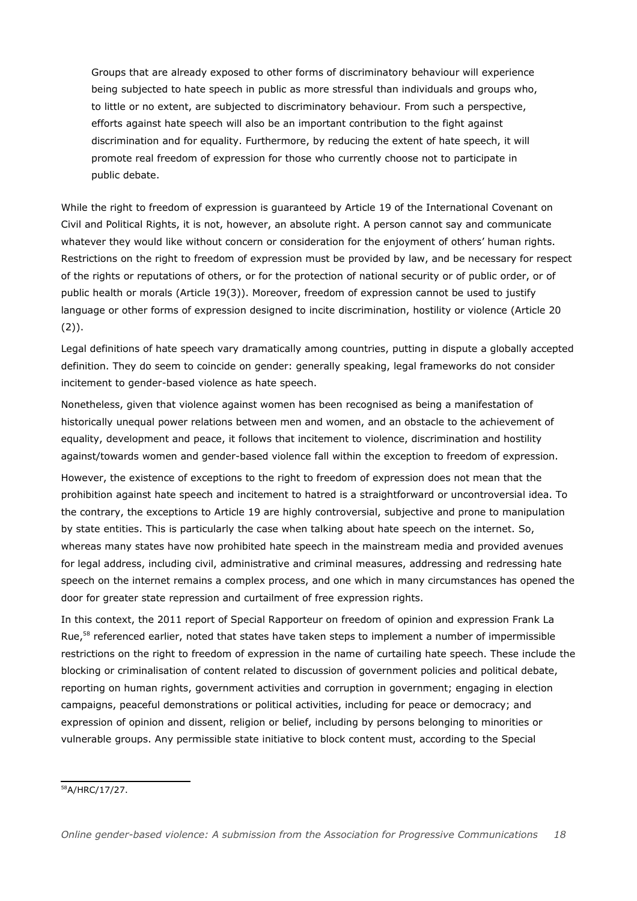> Groups that are already exposed to other forms of discriminatory behaviour will experience being subjected to hate speech in public as more stressful than individuals and groups who, to little or no extent, are subjected to discriminatory behaviour. From such a perspective, efforts against hate speech will also be an important contribution to the fight against discrimination and for equality. Furthermore, by reducing the extent of hate speech, it will promote real freedom of expression for those who currently choose not to participate in public debate.

While the right to freedom of expression is guaranteed by Article 19 of the International Covenant on Civil and Political Rights, it is not, however, an absolute right. A person cannot say and communicate whatever they would like without concern or consideration for the enjoyment of others' human rights. Restrictions on the right to freedom of expression must be provided by law, and be necessary for respect of the rights or reputations of others, or for the protection of national security or of public order, or of public health or morals (Article 19(3)). Moreover, freedom of expression cannot be used to justify language or other forms of expression designed to incite discrimination, hostility or violence (Article 20 (2)).

Legal definitions of hate speech vary dramatically among countries, putting in dispute a globally accepted definition. They do seem to coincide on gender: generally speaking, legal frameworks do not consider incitement to gender-based violence as hate speech.

Nonetheless, given that violence against women has been recognised as being a manifestation of historically unequal power relations between men and women, and an obstacle to the achievement of equality, development and peace, it follows that incitement to violence, discrimination and hostility against/towards women and gender-based violence fall within the exception to freedom of expression.

However, the existence of exceptions to the right to freedom of expression does not mean that the prohibition against hate speech and incitement to hatred is a straightforward or uncontroversial idea. To the contrary, the exceptions to Article 19 are highly controversial, subjective and prone to manipulation by state entities. This is particularly the case when talking about hate speech on the internet. So, whereas many states have now prohibited hate speech in the mainstream media and provided avenues for legal address, including civil, administrative and criminal measures, addressing and redressing hate speech on the internet remains a complex process, and one which in many circumstances has opened the door for greater state repression and curtailment of free expression rights.

In this context, the 2011 report of Special Rapporteur on freedom of opinion and expression Frank La Rue,[58] referenced earlier, noted that states have taken steps to implement a number of impermissible restrictions on the right to freedom of expression in the name of curtailing hate speech. These include the blocking or criminalisation of content related to discussion of government policies and political debate, reporting on human rights, government activities and corruption in government; engaging in election campaigns, peaceful demonstrations or political activities, including for peace or democracy; and expression of opinion and dissent, religion or belief, including by persons belonging to minorities or vulnerable groups. Any permissible state initiative to block content must, according to the Special

[58] A/HRC/17/27.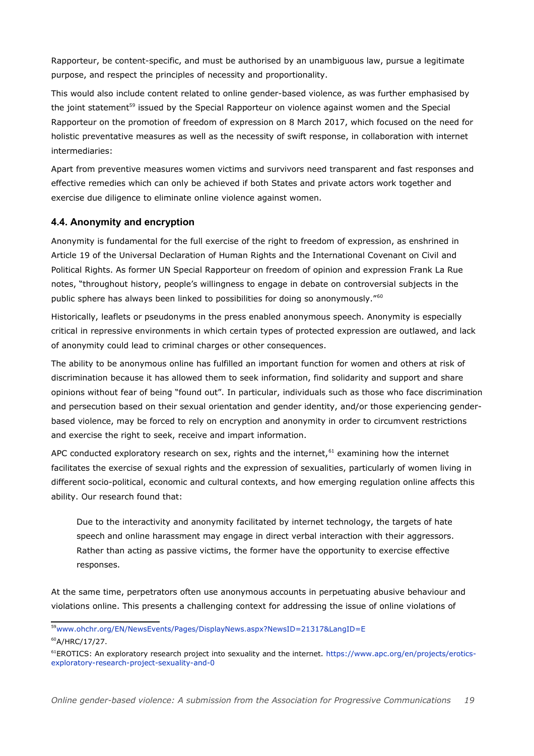Rapporteur, be content-specific, and must be authorised by an unambiguous law, pursue a legitimate purpose, and respect the principles of necessity and proportionality.

This would also include content related to online gender-based violence, as was further emphasised by the joint statement[59] issued by the Special Rapporteur on violence against women and the Special Rapporteur on the promotion of freedom of expression on 8 March 2017, which focused on the need for holistic preventative measures as well as the necessity of swift response, in collaboration with internet intermediaries:

Apart from preventive measures women victims and survivors need transparent and fast responses and effective remedies which can only be achieved if both States and private actors work together and exercise due diligence to eliminate online violence against women.

### 4.4. Anonymity and encryption

Anonymity is fundamental for the full exercise of the right to freedom of expression, as enshrined in Article 19 of the Universal Declaration of Human Rights and the International Covenant on Civil and Political Rights. As former UN Special Rapporteur on freedom of opinion and expression Frank La Rue notes, "throughout history, people's willingness to engage in debate on controversial subjects in the public sphere has always been linked to possibilities for doing so anonymously."[60]

Historically, leaflets or pseudonyms in the press enabled anonymous speech. Anonymity is especially critical in repressive environments in which certain types of protected expression are outlawed, and lack of anonymity could lead to criminal charges or other consequences.

The ability to be anonymous online has fulfilled an important function for women and others at risk of discrimination because it has allowed them to seek information, find solidarity and support and share opinions without fear of being "found out". In particular, individuals such as those who face discrimination and persecution based on their sexual orientation and gender identity, and/or those experiencing gender-based violence, may be forced to rely on encryption and anonymity in order to circumvent restrictions and exercise the right to seek, receive and impart information.

APC conducted exploratory research on sex, rights and the internet,[61] examining how the internet facilitates the exercise of sexual rights and the expression of sexualities, particularly of women living in different socio-political, economic and cultural contexts, and how emerging regulation online affects this ability. Our research found that:

> Due to the interactivity and anonymity facilitated by internet technology, the targets of hate speech and online harassment may engage in direct verbal interaction with their aggressors. Rather than acting as passive victims, the former have the opportunity to exercise effective responses.

At the same time, perpetrators often use anonymous accounts in perpetuating abusive behaviour and violations online. This presents a challenging context for addressing the issue of online violations of

---

[59] www.ohchr.org/EN/NewsEvents/Pages/DisplayNews.aspx?NewsID=21317&LangID=E

[60] A/HRC/17/27.

[61] EROTICS: An exploratory research project into sexuality and the internet. https://www.apc.org/en/projects/erotics-exploratory-research-project-sexuality-and-0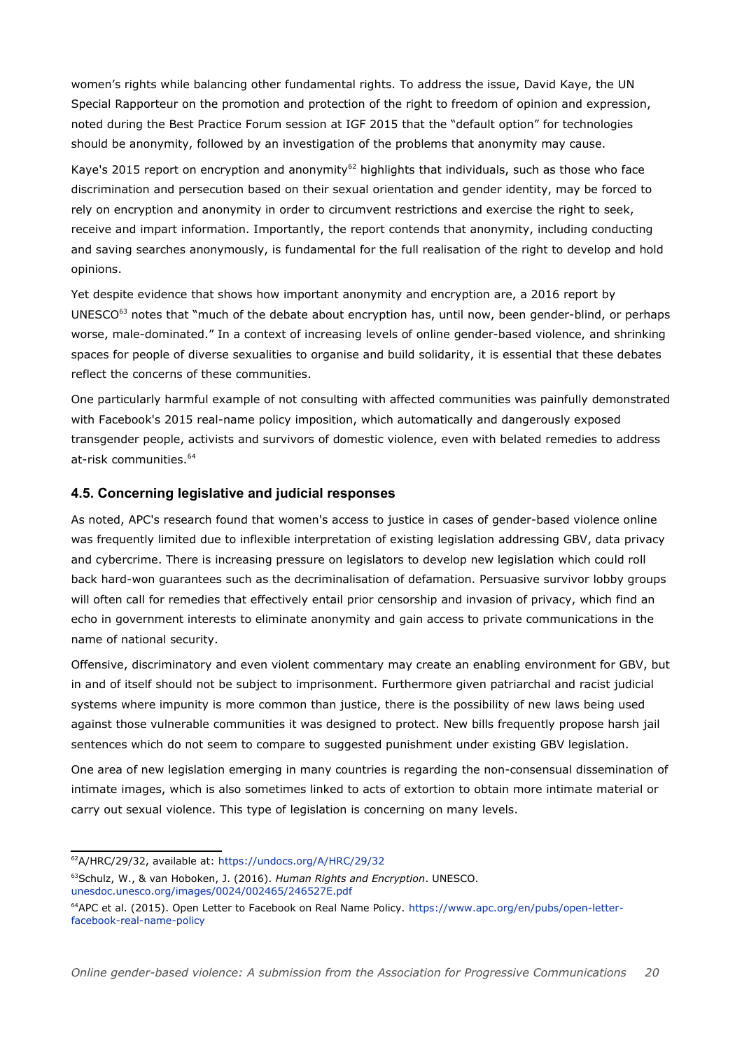women's rights while balancing other fundamental rights. To address the issue, David Kaye, the UN Special Rapporteur on the promotion and protection of the right to freedom of opinion and expression, noted during the Best Practice Forum session at IGF 2015 that the "default option" for technologies should be anonymity, followed by an investigation of the problems that anonymity may cause.

Kaye's 2015 report on encryption and anonymity[62] highlights that individuals, such as those who face discrimination and persecution based on their sexual orientation and gender identity, may be forced to rely on encryption and anonymity in order to circumvent restrictions and exercise the right to seek, receive and impart information. Importantly, the report contends that anonymity, including conducting and saving searches anonymously, is fundamental for the full realisation of the right to develop and hold opinions.

Yet despite evidence that shows how important anonymity and encryption are, a 2016 report by UNESCO[63] notes that "much of the debate about encryption has, until now, been gender-blind, or perhaps worse, male-dominated." In a context of increasing levels of online gender-based violence, and shrinking spaces for people of diverse sexualities to organise and build solidarity, it is essential that these debates reflect the concerns of these communities.

One particularly harmful example of not consulting with affected communities was painfully demonstrated with Facebook's 2015 real-name policy imposition, which automatically and dangerously exposed transgender people, activists and survivors of domestic violence, even with belated remedies to address at-risk communities.[64]

### 4.5. Concerning legislative and judicial responses

As noted, APC's research found that women's access to justice in cases of gender-based violence online was frequently limited due to inflexible interpretation of existing legislation addressing GBV, data privacy and cybercrime. There is increasing pressure on legislators to develop new legislation which could roll back hard-won guarantees such as the decriminalisation of defamation. Persuasive survivor lobby groups will often call for remedies that effectively entail prior censorship and invasion of privacy, which find an echo in government interests to eliminate anonymity and gain access to private communications in the name of national security.

Offensive, discriminatory and even violent commentary may create an enabling environment for GBV, but in and of itself should not be subject to imprisonment. Furthermore given patriarchal and racist judicial systems where impunity is more common than justice, there is the possibility of new laws being used against those vulnerable communities it was designed to protect. New bills frequently propose harsh jail sentences which do not seem to compare to suggested punishment under existing GBV legislation.

One area of new legislation emerging in many countries is regarding the non-consensual dissemination of intimate images, which is also sometimes linked to acts of extortion to obtain more intimate material or carry out sexual violence. This type of legislation is concerning on many levels.

---

[62] A/HRC/29/32, available at: https://undocs.org/A/HRC/29/32

[63] Schulz, W., & van Hoboken, J. (2016). *Human Rights and Encryption*. UNESCO. unesdoc.unesco.org/images/0024/002465/246527E.pdf

[64] APC et al. (2015). Open Letter to Facebook on Real Name Policy. https://www.apc.org/en/pubs/open-letter-facebook-real-name-policy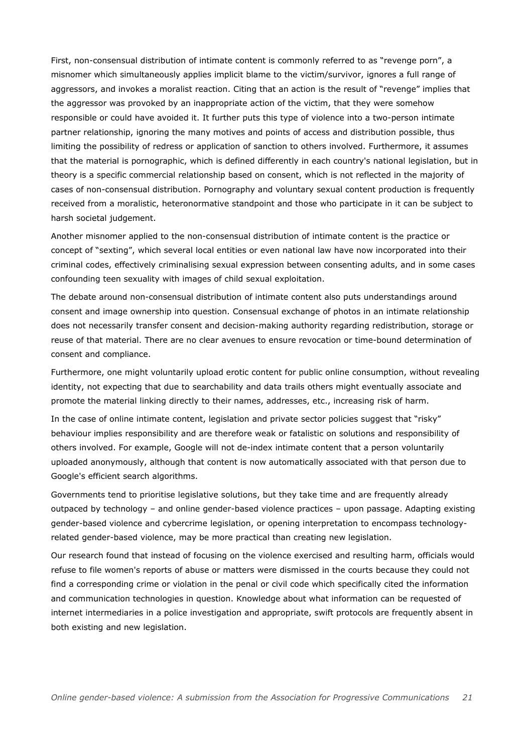First, non-consensual distribution of intimate content is commonly referred to as "revenge porn", a misnomer which simultaneously applies implicit blame to the victim/survivor, ignores a full range of aggressors, and invokes a moralist reaction. Citing that an action is the result of "revenge" implies that the aggressor was provoked by an inappropriate action of the victim, that they were somehow responsible or could have avoided it. It further puts this type of violence into a two-person intimate partner relationship, ignoring the many motives and points of access and distribution possible, thus limiting the possibility of redress or application of sanction to others involved. Furthermore, it assumes that the material is pornographic, which is defined differently in each country's national legislation, but in theory is a specific commercial relationship based on consent, which is not reflected in the majority of cases of non-consensual distribution. Pornography and voluntary sexual content production is frequently received from a moralistic, heteronormative standpoint and those who participate in it can be subject to harsh societal judgement.

Another misnomer applied to the non-consensual distribution of intimate content is the practice or concept of "sexting", which several local entities or even national law have now incorporated into their criminal codes, effectively criminalising sexual expression between consenting adults, and in some cases confounding teen sexuality with images of child sexual exploitation.

The debate around non-consensual distribution of intimate content also puts understandings around consent and image ownership into question. Consensual exchange of photos in an intimate relationship does not necessarily transfer consent and decision-making authority regarding redistribution, storage or reuse of that material. There are no clear avenues to ensure revocation or time-bound determination of consent and compliance.

Furthermore, one might voluntarily upload erotic content for public online consumption, without revealing identity, not expecting that due to searchability and data trails others might eventually associate and promote the material linking directly to their names, addresses, etc., increasing risk of harm.

In the case of online intimate content, legislation and private sector policies suggest that "risky" behaviour implies responsibility and are therefore weak or fatalistic on solutions and responsibility of others involved. For example, Google will not de-index intimate content that a person voluntarily uploaded anonymously, although that content is now automatically associated with that person due to Google's efficient search algorithms.

Governments tend to prioritise legislative solutions, but they take time and are frequently already outpaced by technology – and online gender-based violence practices – upon passage. Adapting existing gender-based violence and cybercrime legislation, or opening interpretation to encompass technology-related gender-based violence, may be more practical than creating new legislation.

Our research found that instead of focusing on the violence exercised and resulting harm, officials would refuse to file women's reports of abuse or matters were dismissed in the courts because they could not find a corresponding crime or violation in the penal or civil code which specifically cited the information and communication technologies in question. Knowledge about what information can be requested of internet intermediaries in a police investigation and appropriate, swift protocols are frequently absent in both existing and new legislation.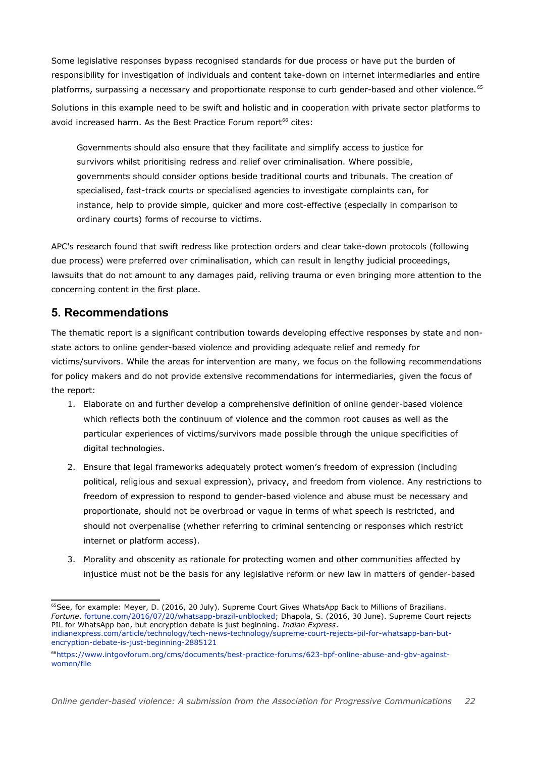Some legislative responses bypass recognised standards for due process or have put the burden of responsibility for investigation of individuals and content take-down on internet intermediaries and entire platforms, surpassing a necessary and proportionate response to curb gender-based and other violence.[65]

Solutions in this example need to be swift and holistic and in cooperation with private sector platforms to avoid increased harm. As the Best Practice Forum report[66] cites:

> Governments should also ensure that they facilitate and simplify access to justice for survivors whilst prioritising redress and relief over criminalisation. Where possible, governments should consider options beside traditional courts and tribunals. The creation of specialised, fast-track courts or specialised agencies to investigate complaints can, for instance, help to provide simple, quicker and more cost-effective (especially in comparison to ordinary courts) forms of recourse to victims.

APC's research found that swift redress like protection orders and clear take-down protocols (following due process) were preferred over criminalisation, which can result in lengthy judicial proceedings, lawsuits that do not amount to any damages paid, reliving trauma or even bringing more attention to the concerning content in the first place.

## 5. Recommendations

The thematic report is a significant contribution towards developing effective responses by state and non-state actors to online gender-based violence and providing adequate relief and remedy for victims/survivors. While the areas for intervention are many, we focus on the following recommendations for policy makers and do not provide extensive recommendations for intermediaries, given the focus of the report:

1. Elaborate on and further develop a comprehensive definition of online gender-based violence which reflects both the continuum of violence and the common root causes as well as the particular experiences of victims/survivors made possible through the unique specificities of digital technologies.

2. Ensure that legal frameworks adequately protect women's freedom of expression (including political, religious and sexual expression), privacy, and freedom from violence. Any restrictions to freedom of expression to respond to gender-based violence and abuse must be necessary and proportionate, should not be overbroad or vague in terms of what speech is restricted, and should not overpenalise (whether referring to criminal sentencing or responses which restrict internet or platform access).

3. Morality and obscenity as rationale for protecting women and other communities affected by injustice must not be the basis for any legislative reform or new law in matters of gender-based

---

[65] See, for example: Meyer, D. (2016, 20 July). Supreme Court Gives WhatsApp Back to Millions of Brazilians. *Fortune*. fortune.com/2016/07/20/whatsapp-brazil-unblocked; Dhapola, S. (2016, 30 June). Supreme Court rejects PIL for WhatsApp ban, but encryption debate is just beginning. *Indian Express*. indianexpress.com/article/technology/tech-news-technology/supreme-court-rejects-pil-for-whatsapp-ban-but-encryption-debate-is-just-beginning-2885121

[66] https://www.intgovforum.org/cms/documents/best-practice-forums/623-bpf-online-abuse-and-gbv-against-women/file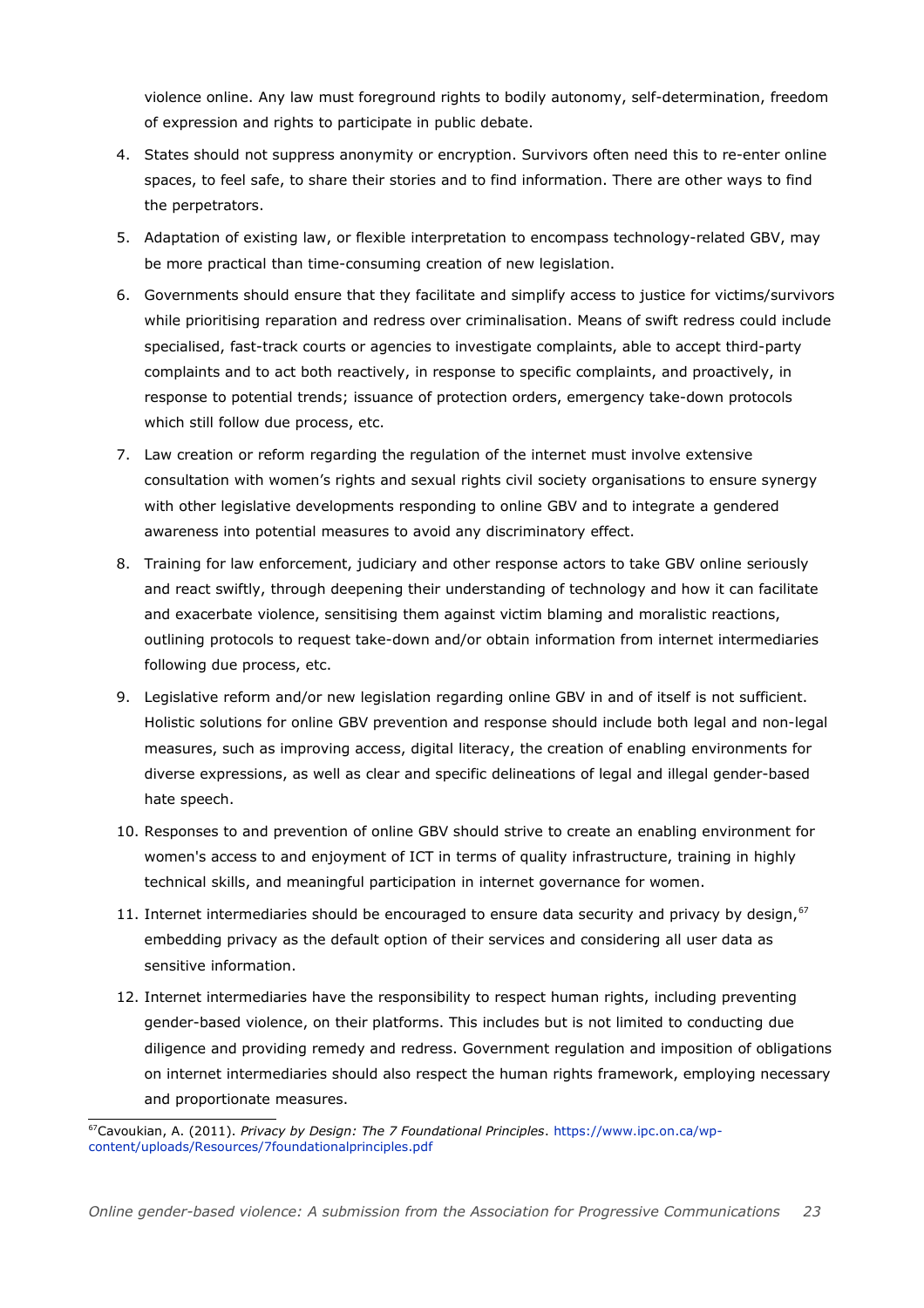violence online. Any law must foreground rights to bodily autonomy, self-determination, freedom of expression and rights to participate in public debate.

4. States should not suppress anonymity or encryption. Survivors often need this to re-enter online spaces, to feel safe, to share their stories and to find information. There are other ways to find the perpetrators.
5. Adaptation of existing law, or flexible interpretation to encompass technology-related GBV, may be more practical than time-consuming creation of new legislation.
6. Governments should ensure that they facilitate and simplify access to justice for victims/survivors while prioritising reparation and redress over criminalisation. Means of swift redress could include specialised, fast-track courts or agencies to investigate complaints, able to accept third-party complaints and to act both reactively, in response to specific complaints, and proactively, in response to potential trends; issuance of protection orders, emergency take-down protocols which still follow due process, etc.
7. Law creation or reform regarding the regulation of the internet must involve extensive consultation with women's rights and sexual rights civil society organisations to ensure synergy with other legislative developments responding to online GBV and to integrate a gendered awareness into potential measures to avoid any discriminatory effect.
8. Training for law enforcement, judiciary and other response actors to take GBV online seriously and react swiftly, through deepening their understanding of technology and how it can facilitate and exacerbate violence, sensitising them against victim blaming and moralistic reactions, outlining protocols to request take-down and/or obtain information from internet intermediaries following due process, etc.
9. Legislative reform and/or new legislation regarding online GBV in and of itself is not sufficient. Holistic solutions for online GBV prevention and response should include both legal and non-legal measures, such as improving access, digital literacy, the creation of enabling environments for diverse expressions, as well as clear and specific delineations of legal and illegal gender-based hate speech.
10. Responses to and prevention of online GBV should strive to create an enabling environment for women's access to and enjoyment of ICT in terms of quality infrastructure, training in highly technical skills, and meaningful participation in internet governance for women.
11. Internet intermediaries should be encouraged to ensure data security and privacy by design,[67] embedding privacy as the default option of their services and considering all user data as sensitive information.
12. Internet intermediaries have the responsibility to respect human rights, including preventing gender-based violence, on their platforms. This includes but is not limited to conducting due diligence and providing remedy and redress. Government regulation and imposition of obligations on internet intermediaries should also respect the human rights framework, employing necessary and proportionate measures.

---

[67] Cavoukian, A. (2011). *Privacy by Design: The 7 Foundational Principles*. https://www.ipc.on.ca/wp-content/uploads/Resources/7foundationalprinciples.pdf